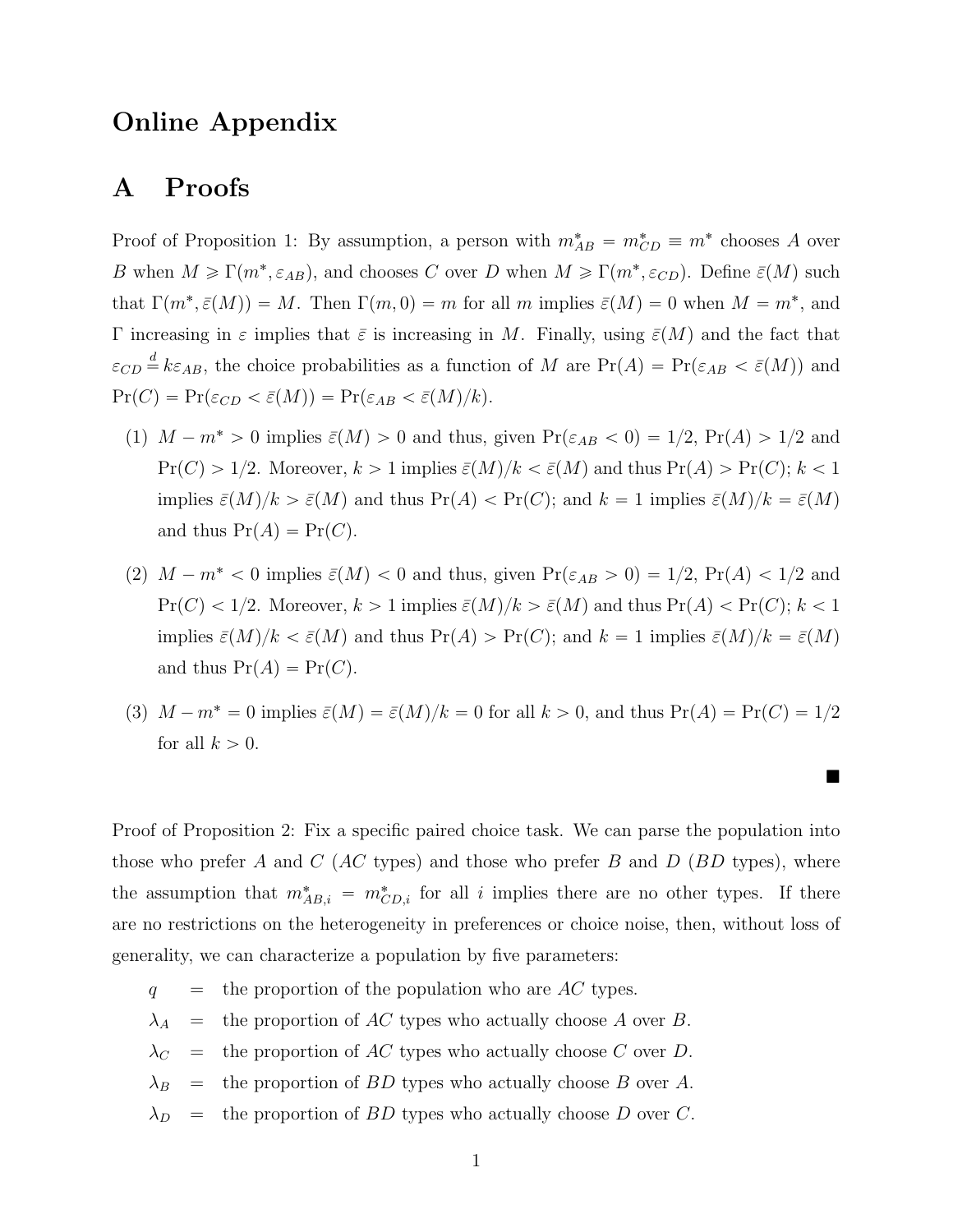# Online Appendix

## A Proofs

Proof of Proposition 1: By assumption, a person with $m^*_{AB} = m^*_{CD} \equiv m^*$ chooses $A$ over $B$ when $M \geqslant \Gamma(m^*, \varepsilon_{AB})$, and chooses $C$ over $D$ when $M \geqslant \Gamma(m^*, \varepsilon_{CD})$. Define $\bar{\varepsilon}(M)$ such that $\Gamma(m^*, \bar{\varepsilon}(M)) = M$. Then $\Gamma(m, 0) = m$ for all $m$ implies $\bar{\varepsilon}(M) = 0$ when $M = m^*$, and $\Gamma$ increasing in $\varepsilon$ implies that $\bar{\varepsilon}$ is increasing in $M$. Finally, using $\bar{\varepsilon}(M)$ and the fact that $\varepsilon_{CD} \stackrel{d}{=} k\varepsilon_{AB}$, the choice probabilities as a function of $M$ are $\Pr(A) = \Pr(\varepsilon_{AB} < \bar{\varepsilon}(M))$ and $\Pr(C) = \Pr(\varepsilon_{CD} < \bar{\varepsilon}(M)) = \Pr(\varepsilon_{AB} < \bar{\varepsilon}(M)/k)$.

(1) $M - m^* > 0$ implies $\bar{\varepsilon}(M) > 0$ and thus, given $\Pr(\varepsilon_{AB} < 0) = 1/2$, $\Pr(A) > 1/2$ and $\Pr(C) > 1/2$. Moreover, $k > 1$ implies $\bar{\varepsilon}(M)/k < \bar{\varepsilon}(M)$ and thus $\Pr(A) > \Pr(C)$; $k < 1$ implies $\bar{\varepsilon}(M)/k > \bar{\varepsilon}(M)$ and thus $\Pr(A) < \Pr(C)$; and $k = 1$ implies $\bar{\varepsilon}(M)/k = \bar{\varepsilon}(M)$ and thus $\Pr(A) = \Pr(C)$.

(2) $M - m^* < 0$ implies $\bar{\varepsilon}(M) < 0$ and thus, given $\Pr(\varepsilon_{AB} > 0) = 1/2$, $\Pr(A) < 1/2$ and $\Pr(C) < 1/2$. Moreover, $k > 1$ implies $\bar{\varepsilon}(M)/k > \bar{\varepsilon}(M)$ and thus $\Pr(A) < \Pr(C)$; $k < 1$ implies $\bar{\varepsilon}(M)/k < \bar{\varepsilon}(M)$ and thus $\Pr(A) > \Pr(C)$; and $k = 1$ implies $\bar{\varepsilon}(M)/k = \bar{\varepsilon}(M)$ and thus $\Pr(A) = \Pr(C)$.

(3) $M - m^* = 0$ implies $\bar{\varepsilon}(M) = \bar{\varepsilon}(M)/k = 0$ for all $k > 0$, and thus $\Pr(A) = \Pr(C) = 1/2$ for all $k > 0$.

■

Proof of Proposition 2: Fix a specific paired choice task. We can parse the population into those who prefer $A$ and $C$ ($AC$ types) and those who prefer $B$ and $D$ ($BD$ types), where the assumption that $m^*_{AB,i} = m^*_{CD,i}$ for all $i$ implies there are no other types. If there are no restrictions on the heterogeneity in preferences or choice noise, then, without loss of generality, we can characterize a population by five parameters:

$q$ = the proportion of the population who are $AC$ types.
$\lambda_A$ = the proportion of $AC$ types who actually choose $A$ over $B$.
$\lambda_C$ = the proportion of $AC$ types who actually choose $C$ over $D$.
$\lambda_B$ = the proportion of $BD$ types who actually choose $B$ over $A$.
$\lambda_D$ = the proportion of $BD$ types who actually choose $D$ over $C$.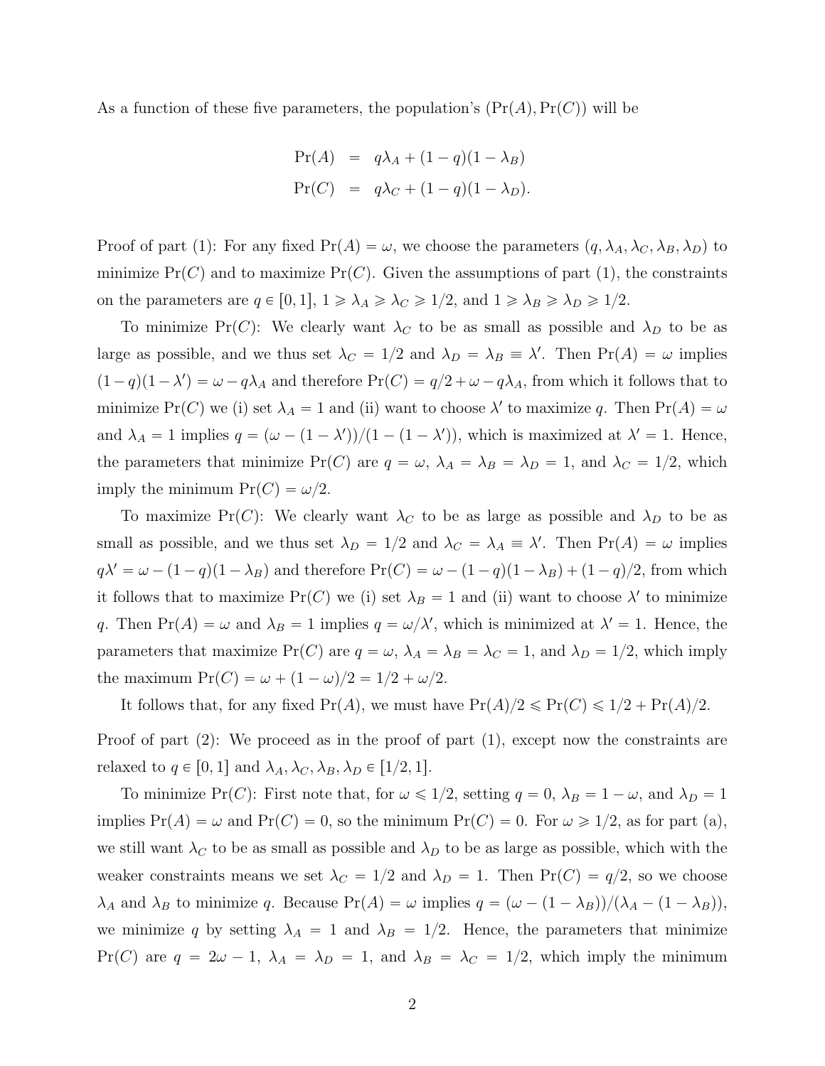As a function of these five parameters, the population's $(\Pr(A), \Pr(C))$ will be

$$\begin{aligned}
\Pr(A) &= q\lambda_A + (1-q)(1-\lambda_B) \\
\Pr(C) &= q\lambda_C + (1-q)(1-\lambda_D).
\end{aligned}$$

Proof of part (1): For any fixed $\Pr(A) = \omega$, we choose the parameters $(q, \lambda_A, \lambda_C, \lambda_B, \lambda_D)$ to minimize $\Pr(C)$ and to maximize $\Pr(C)$. Given the assumptions of part (1), the constraints on the parameters are $q \in [0,1]$, $1 \geqslant \lambda_A \geqslant \lambda_C \geqslant 1/2$, and $1 \geqslant \lambda_B \geqslant \lambda_D \geqslant 1/2$.

To minimize $\Pr(C)$: We clearly want $\lambda_C$ to be as small as possible and $\lambda_D$ to be as large as possible, and we thus set $\lambda_C = 1/2$ and $\lambda_D = \lambda_B \equiv \lambda'$. Then $\Pr(A) = \omega$ implies $(1-q)(1-\lambda') = \omega - q\lambda_A$ and therefore $\Pr(C) = q/2 + \omega - q\lambda_A$, from which it follows that to minimize $\Pr(C)$ we (i) set $\lambda_A = 1$ and (ii) want to choose $\lambda'$ to maximize $q$. Then $\Pr(A) = \omega$ and $\lambda_A = 1$ implies $q = (\omega - (1-\lambda'))/(1-(1-\lambda'))$, which is maximized at $\lambda' = 1$. Hence, the parameters that minimize $\Pr(C)$ are $q = \omega$, $\lambda_A = \lambda_B = \lambda_D = 1$, and $\lambda_C = 1/2$, which imply the minimum $\Pr(C) = \omega/2$.

To maximize $\Pr(C)$: We clearly want $\lambda_C$ to be as large as possible and $\lambda_D$ to be as small as possible, and we thus set $\lambda_D = 1/2$ and $\lambda_C = \lambda_A \equiv \lambda'$. Then $\Pr(A) = \omega$ implies $q\lambda' = \omega - (1-q)(1-\lambda_B)$ and therefore $\Pr(C) = \omega - (1-q)(1-\lambda_B) + (1-q)/2$, from which it follows that to maximize $\Pr(C)$ we (i) set $\lambda_B = 1$ and (ii) want to choose $\lambda'$ to minimize $q$. Then $\Pr(A) = \omega$ and $\lambda_B = 1$ implies $q = \omega/\lambda'$, which is minimized at $\lambda' = 1$. Hence, the parameters that maximize $\Pr(C)$ are $q = \omega$, $\lambda_A = \lambda_B = \lambda_C = 1$, and $\lambda_D = 1/2$, which imply the maximum $\Pr(C) = \omega + (1-\omega)/2 = 1/2 + \omega/2$.

It follows that, for any fixed $\Pr(A)$, we must have $\Pr(A)/2 \leqslant \Pr(C) \leqslant 1/2 + \Pr(A)/2$.

Proof of part (2): We proceed as in the proof of part (1), except now the constraints are relaxed to $q \in [0,1]$ and $\lambda_A, \lambda_C, \lambda_B, \lambda_D \in [1/2, 1]$.

To minimize $\Pr(C)$: First note that, for $\omega \leqslant 1/2$, setting $q = 0$, $\lambda_B = 1 - \omega$, and $\lambda_D = 1$ implies $\Pr(A) = \omega$ and $\Pr(C) = 0$, so the minimum $\Pr(C) = 0$. For $\omega \geqslant 1/2$, as for part (a), we still want $\lambda_C$ to be as small as possible and $\lambda_D$ to be as large as possible, which with the weaker constraints means we set $\lambda_C = 1/2$ and $\lambda_D = 1$. Then $\Pr(C) = q/2$, so we choose $\lambda_A$ and $\lambda_B$ to minimize $q$. Because $\Pr(A) = \omega$ implies $q = (\omega - (1-\lambda_B))/(\lambda_A - (1-\lambda_B))$, we minimize $q$ by setting $\lambda_A = 1$ and $\lambda_B = 1/2$. Hence, the parameters that minimize $\Pr(C)$ are $q = 2\omega - 1$, $\lambda_A = \lambda_D = 1$, and $\lambda_B = \lambda_C = 1/2$, which imply the minimum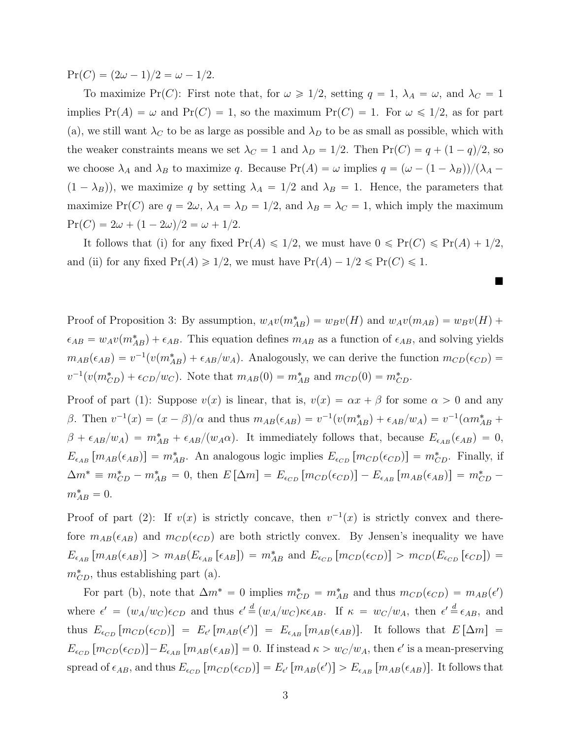$\Pr(C) = (2\omega - 1)/2 = \omega - 1/2$.

To maximize $\Pr(C)$: First note that, for $\omega \geqslant 1/2$, setting $q = 1$, $\lambda_A = \omega$, and $\lambda_C = 1$ implies $\Pr(A) = \omega$ and $\Pr(C) = 1$, so the maximum $\Pr(C) = 1$. For $\omega \leqslant 1/2$, as for part (a), we still want $\lambda_C$ to be as large as possible and $\lambda_D$ to be as small as possible, which with the weaker constraints means we set $\lambda_C = 1$ and $\lambda_D = 1/2$. Then $\Pr(C) = q + (1-q)/2$, so we choose $\lambda_A$ and $\lambda_B$ to maximize $q$. Because $\Pr(A) = \omega$ implies $q = (\omega - (1 - \lambda_B))/(\lambda_A - (1 - \lambda_B))$, we maximize $q$ by setting $\lambda_A = 1/2$ and $\lambda_B = 1$. Hence, the parameters that maximize $\Pr(C)$ are $q = 2\omega$, $\lambda_A = \lambda_D = 1/2$, and $\lambda_B = \lambda_C = 1$, which imply the maximum $\Pr(C) = 2\omega + (1 - 2\omega)/2 = \omega + 1/2$.

It follows that (i) for any fixed $\Pr(A) \leqslant 1/2$, we must have $0 \leqslant \Pr(C) \leqslant \Pr(A) + 1/2$, and (ii) for any fixed $\Pr(A) \geqslant 1/2$, we must have $\Pr(A) - 1/2 \leqslant \Pr(C) \leqslant 1$.

■

Proof of Proposition 3: By assumption, $w_A v(m^*_{AB}) = w_B v(H)$ and $w_A v(m_{AB}) = w_B v(H) + \epsilon_{AB} = w_A v(m^*_{AB}) + \epsilon_{AB}$. This equation defines $m_{AB}$ as a function of $\epsilon_{AB}$, and solving yields $m_{AB}(\epsilon_{AB}) = v^{-1}(v(m^*_{AB}) + \epsilon_{AB}/w_A)$. Analogously, we can derive the function $m_{CD}(\epsilon_{CD}) = v^{-1}(v(m^*_{CD}) + \epsilon_{CD}/w_C)$. Note that $m_{AB}(0) = m^*_{AB}$ and $m_{CD}(0) = m^*_{CD}$.

Proof of part (1): Suppose $v(x)$ is linear, that is, $v(x) = \alpha x + \beta$ for some $\alpha > 0$ and any $\beta$. Then $v^{-1}(x) = (x - \beta)/\alpha$ and thus $m_{AB}(\epsilon_{AB}) = v^{-1}(v(m^*_{AB}) + \epsilon_{AB}/w_A) = v^{-1}(\alpha m^*_{AB} + \beta + \epsilon_{AB}/w_A) = m^*_{AB} + \epsilon_{AB}/(w_A \alpha)$. It immediately follows that, because $E_{\epsilon_{AB}}(\epsilon_{AB}) = 0$, $E_{\epsilon_{AB}}[m_{AB}(\epsilon_{AB})] = m^*_{AB}$. An analogous logic implies $E_{\epsilon_{CD}}[m_{CD}(\epsilon_{CD})] = m^*_{CD}$. Finally, if $\Delta m^* \equiv m^*_{CD} - m^*_{AB} = 0$, then $E[\Delta m] = E_{\epsilon_{CD}}[m_{CD}(\epsilon_{CD})] - E_{\epsilon_{AB}}[m_{AB}(\epsilon_{AB})] = m^*_{CD} - m^*_{AB} = 0$.

Proof of part (2): If $v(x)$ is strictly concave, then $v^{-1}(x)$ is strictly convex and therefore $m_{AB}(\epsilon_{AB})$ and $m_{CD}(\epsilon_{CD})$ are both strictly convex. By Jensen's inequality we have $E_{\epsilon_{AB}}[m_{AB}(\epsilon_{AB})] > m_{AB}(E_{\epsilon_{AB}}[\epsilon_{AB}]) = m^*_{AB}$ and $E_{\epsilon_{CD}}[m_{CD}(\epsilon_{CD})] > m_{CD}(E_{\epsilon_{CD}}[\epsilon_{CD}]) = m^*_{CD}$, thus establishing part (a).

For part (b), note that $\Delta m^* = 0$ implies $m^*_{CD} = m^*_{AB}$ and thus $m_{CD}(\epsilon_{CD}) = m_{AB}(\epsilon')$ where $\epsilon' = (w_A/w_C)\epsilon_{CD}$ and thus $\epsilon' \overset{d}{=} (w_A/w_C)\kappa\epsilon_{AB}$. If $\kappa = w_C/w_A$, then $\epsilon' \overset{d}{=} \epsilon_{AB}$, and thus $E_{\epsilon_{CD}}[m_{CD}(\epsilon_{CD})] = E_{\epsilon'}[m_{AB}(\epsilon')] = E_{\epsilon_{AB}}[m_{AB}(\epsilon_{AB})]$. It follows that $E[\Delta m] = E_{\epsilon_{CD}}[m_{CD}(\epsilon_{CD})] - E_{\epsilon_{AB}}[m_{AB}(\epsilon_{AB})] = 0$. If instead $\kappa > w_C/w_A$, then $\epsilon'$ is a mean-preserving spread of $\epsilon_{AB}$, and thus $E_{\epsilon_{CD}}[m_{CD}(\epsilon_{CD})] = E_{\epsilon'}[m_{AB}(\epsilon')] > E_{\epsilon_{AB}}[m_{AB}(\epsilon_{AB})]$. It follows that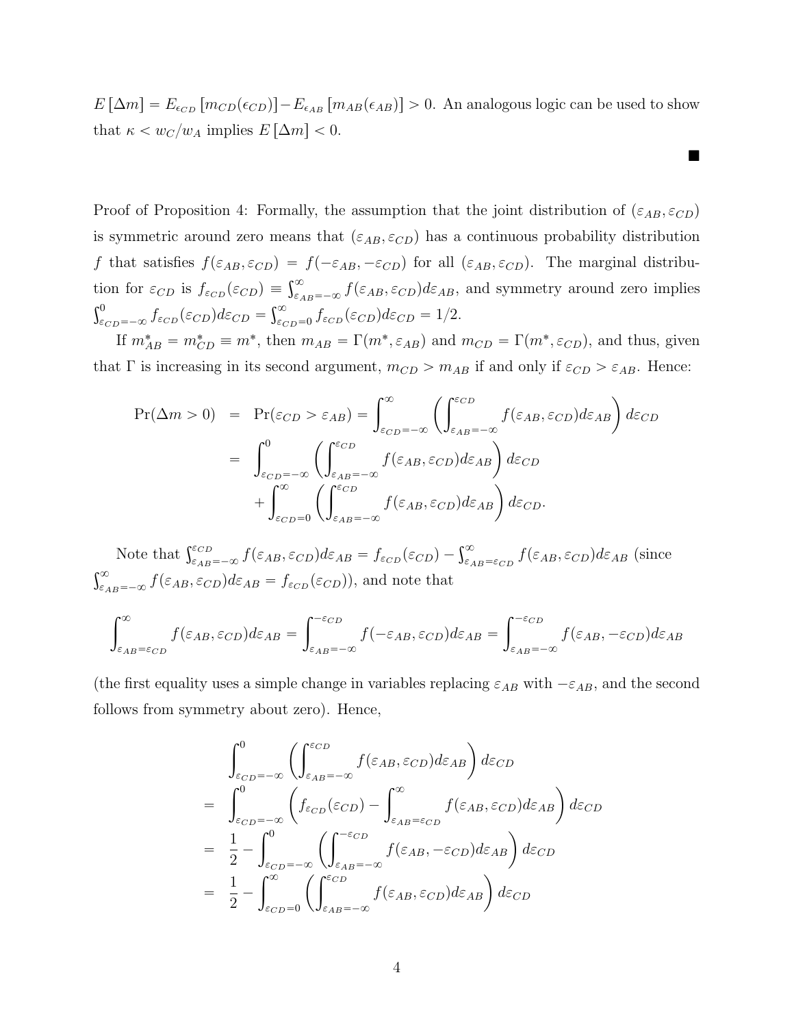$E[\Delta m] = E_{\epsilon_{CD}}[m_{CD}(\epsilon_{CD})] - E_{\epsilon_{AB}}[m_{AB}(\epsilon_{AB})] > 0$. An analogous logic can be used to show that $\kappa < w_C/w_A$ implies $E[\Delta m] < 0$.

■

Proof of Proposition 4: Formally, the assumption that the joint distribution of $(\varepsilon_{AB}, \varepsilon_{CD})$ is symmetric around zero means that $(\varepsilon_{AB}, \varepsilon_{CD})$ has a continuous probability distribution $f$ that satisfies $f(\varepsilon_{AB}, \varepsilon_{CD}) = f(-\varepsilon_{AB}, -\varepsilon_{CD})$ for all $(\varepsilon_{AB}, \varepsilon_{CD})$. The marginal distribution for $\varepsilon_{CD}$ is $f_{\varepsilon_{CD}}(\varepsilon_{CD}) \equiv \int_{\varepsilon_{AB}=-\infty}^{\infty} f(\varepsilon_{AB}, \varepsilon_{CD}) d\varepsilon_{AB}$, and symmetry around zero implies $\int_{\varepsilon_{CD}=-\infty}^{0} f_{\varepsilon_{CD}}(\varepsilon_{CD}) d\varepsilon_{CD} = \int_{\varepsilon_{CD}=0}^{\infty} f_{\varepsilon_{CD}}(\varepsilon_{CD}) d\varepsilon_{CD} = 1/2$.

If $m_{AB}^* = m_{CD}^* \equiv m^*$, then $m_{AB} = \Gamma(m^*, \varepsilon_{AB})$ and $m_{CD} = \Gamma(m^*, \varepsilon_{CD})$, and thus, given that $\Gamma$ is increasing in its second argument, $m_{CD} > m_{AB}$ if and only if $\varepsilon_{CD} > \varepsilon_{AB}$. Hence:

$$
\begin{aligned}
\Pr(\Delta m > 0) &= \Pr(\varepsilon_{CD} > \varepsilon_{AB}) = \int_{\varepsilon_{CD}=-\infty}^{\infty} \left( \int_{\varepsilon_{AB}=-\infty}^{\varepsilon_{CD}} f(\varepsilon_{AB}, \varepsilon_{CD}) d\varepsilon_{AB} \right) d\varepsilon_{CD} \\
&= \int_{\varepsilon_{CD}=-\infty}^{0} \left( \int_{\varepsilon_{AB}=-\infty}^{\varepsilon_{CD}} f(\varepsilon_{AB}, \varepsilon_{CD}) d\varepsilon_{AB} \right) d\varepsilon_{CD} \\
&\quad + \int_{\varepsilon_{CD}=0}^{\infty} \left( \int_{\varepsilon_{AB}=-\infty}^{\varepsilon_{CD}} f(\varepsilon_{AB}, \varepsilon_{CD}) d\varepsilon_{AB} \right) d\varepsilon_{CD}.
\end{aligned}
$$

Note that $\int_{\varepsilon_{AB}=-\infty}^{\varepsilon_{CD}} f(\varepsilon_{AB}, \varepsilon_{CD}) d\varepsilon_{AB} = f_{\varepsilon_{CD}}(\varepsilon_{CD}) - \int_{\varepsilon_{AB}=\varepsilon_{CD}}^{\infty} f(\varepsilon_{AB}, \varepsilon_{CD}) d\varepsilon_{AB}$ (since $\int_{\varepsilon_{AB}=-\infty}^{\infty} f(\varepsilon_{AB}, \varepsilon_{CD}) d\varepsilon_{AB} = f_{\varepsilon_{CD}}(\varepsilon_{CD})$), and note that

$$
\int_{\varepsilon_{AB}=\varepsilon_{CD}}^{\infty} f(\varepsilon_{AB}, \varepsilon_{CD}) d\varepsilon_{AB} = \int_{\varepsilon_{AB}=-\infty}^{-\varepsilon_{CD}} f(-\varepsilon_{AB}, \varepsilon_{CD}) d\varepsilon_{AB} = \int_{\varepsilon_{AB}=-\infty}^{-\varepsilon_{CD}} f(\varepsilon_{AB}, -\varepsilon_{CD}) d\varepsilon_{AB}
$$

(the first equality uses a simple change in variables replacing $\varepsilon_{AB}$ with $-\varepsilon_{AB}$, and the second follows from symmetry about zero). Hence,

$$
\begin{aligned}
& \int_{\varepsilon_{CD}=-\infty}^{0} \left( \int_{\varepsilon_{AB}=-\infty}^{\varepsilon_{CD}} f(\varepsilon_{AB}, \varepsilon_{CD}) d\varepsilon_{AB} \right) d\varepsilon_{CD} \\
=\ & \int_{\varepsilon_{CD}=-\infty}^{0} \left( f_{\varepsilon_{CD}}(\varepsilon_{CD}) - \int_{\varepsilon_{AB}=\varepsilon_{CD}}^{\infty} f(\varepsilon_{AB}, \varepsilon_{CD}) d\varepsilon_{AB} \right) d\varepsilon_{CD} \\
=\ & \frac{1}{2} - \int_{\varepsilon_{CD}=-\infty}^{0} \left( \int_{\varepsilon_{AB}=-\infty}^{-\varepsilon_{CD}} f(\varepsilon_{AB}, -\varepsilon_{CD}) d\varepsilon_{AB} \right) d\varepsilon_{CD} \\
=\ & \frac{1}{2} - \int_{\varepsilon_{CD}=0}^{\infty} \left( \int_{\varepsilon_{AB}=-\infty}^{\varepsilon_{CD}} f(\varepsilon_{AB}, \varepsilon_{CD}) d\varepsilon_{AB} \right) d\varepsilon_{CD}
\end{aligned}
$$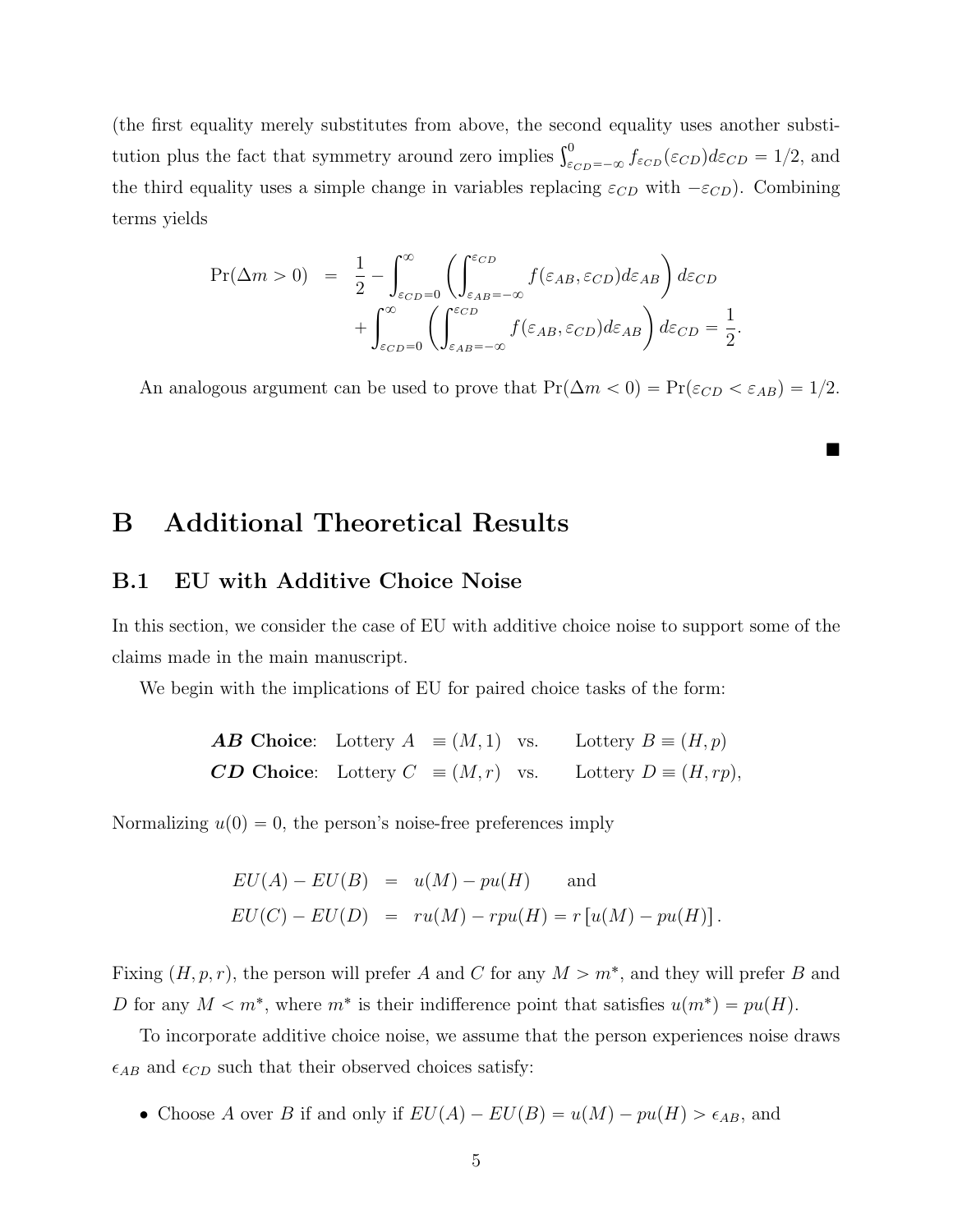(the first equality merely substitutes from above, the second equality uses another substitution plus the fact that symmetry around zero implies $\int_{\varepsilon_{CD}=-\infty}^{0} f_{\varepsilon_{CD}}(\varepsilon_{CD})d\varepsilon_{CD} = 1/2$, and the third equality uses a simple change in variables replacing $\varepsilon_{CD}$ with $-\varepsilon_{CD}$). Combining terms yields

$$
\begin{aligned}
\Pr(\Delta m > 0) \quad = \quad & \frac{1}{2} - \int_{\varepsilon_{CD}=0}^{\infty} \left( \int_{\varepsilon_{AB}=-\infty}^{\varepsilon_{CD}} f(\varepsilon_{AB}, \varepsilon_{CD}) d\varepsilon_{AB} \right) d\varepsilon_{CD} \\
& + \int_{\varepsilon_{CD}=0}^{\infty} \left( \int_{\varepsilon_{AB}=-\infty}^{\varepsilon_{CD}} f(\varepsilon_{AB}, \varepsilon_{CD}) d\varepsilon_{AB} \right) d\varepsilon_{CD} = \frac{1}{2}.
\end{aligned}
$$

An analogous argument can be used to prove that $\Pr(\Delta m < 0) = \Pr(\varepsilon_{CD} < \varepsilon_{AB}) = 1/2$.

■

# B Additional Theoretical Results

## B.1 EU with Additive Choice Noise

In this section, we consider the case of EU with additive choice noise to support some of the claims made in the main manuscript.

We begin with the implications of EU for paired choice tasks of the form:

***AB* Choice**: Lottery $A \equiv (M, 1)$ vs. Lottery $B \equiv (H, p)$

***CD* Choice**: Lottery $C \equiv (M, r)$ vs. Lottery $D \equiv (H, rp)$,

Normalizing $u(0) = 0$, the person's noise-free preferences imply

$$
\begin{aligned}
EU(A) - EU(B) &= u(M) - pu(H) \qquad \text{and} \\
EU(C) - EU(D) &= ru(M) - rpu(H) = r\left[u(M) - pu(H)\right].
\end{aligned}
$$

Fixing $(H, p, r)$, the person will prefer $A$ and $C$ for any $M > m^*$, and they will prefer $B$ and $D$ for any $M < m^*$, where $m^*$ is their indifference point that satisfies $u(m^*) = pu(H)$.

To incorporate additive choice noise, we assume that the person experiences noise draws $\epsilon_{AB}$ and $\epsilon_{CD}$ such that their observed choices satisfy:

- Choose $A$ over $B$ if and only if $EU(A) - EU(B) = u(M) - pu(H) > \epsilon_{AB}$, and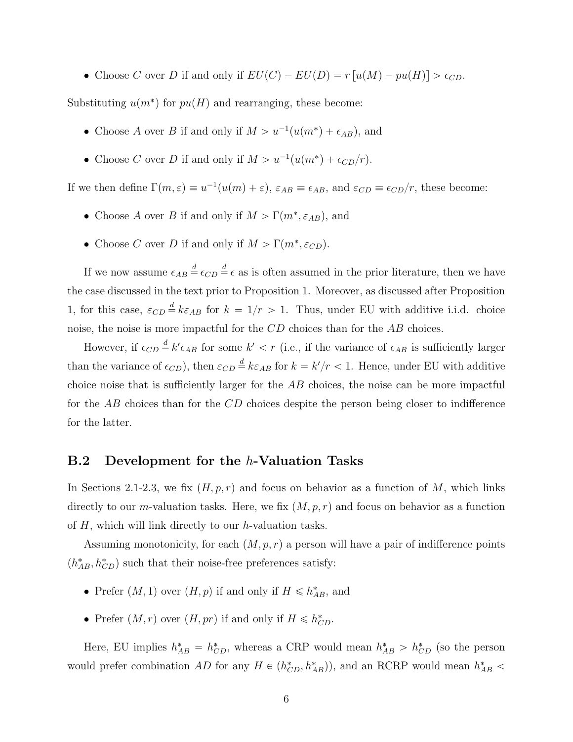- Choose $C$ over $D$ if and only if $EU(C) - EU(D) = r\left[u(M) - pu(H)\right] > \epsilon_{CD}$.

Substituting $u(m^*)$ for $pu(H)$ and rearranging, these become:

- Choose $A$ over $B$ if and only if $M > u^{-1}(u(m^*) + \epsilon_{AB})$, and
- Choose $C$ over $D$ if and only if $M > u^{-1}(u(m^*) + \epsilon_{CD}/r)$.

If we then define $\Gamma(m, \varepsilon) \equiv u^{-1}(u(m) + \varepsilon)$, $\varepsilon_{AB} \equiv \epsilon_{AB}$, and $\varepsilon_{CD} \equiv \epsilon_{CD}/r$, these become:

- Choose $A$ over $B$ if and only if $M > \Gamma(m^*, \varepsilon_{AB})$, and
- Choose $C$ over $D$ if and only if $M > \Gamma(m^*, \varepsilon_{CD})$.

If we now assume $\epsilon_{AB} \overset{d}{=} \epsilon_{CD} \overset{d}{=} \epsilon$ as is often assumed in the prior literature, then we have the case discussed in the text prior to Proposition 1. Moreover, as discussed after Proposition 1, for this case, $\varepsilon_{CD} \overset{d}{=} k\varepsilon_{AB}$ for $k = 1/r > 1$. Thus, under EU with additive i.i.d. choice noise, the noise is more impactful for the $CD$ choices than for the $AB$ choices.

However, if $\epsilon_{CD} \overset{d}{=} k'\epsilon_{AB}$ for some $k' < r$ (i.e., if the variance of $\epsilon_{AB}$ is sufficiently larger than the variance of $\epsilon_{CD}$), then $\varepsilon_{CD} \overset{d}{=} k\varepsilon_{AB}$ for $k = k'/r < 1$. Hence, under EU with additive choice noise that is sufficiently larger for the $AB$ choices, the noise can be more impactful for the $AB$ choices than for the $CD$ choices despite the person being closer to indifference for the latter.

## B.2 Development for the $h$-Valuation Tasks

In Sections 2.1-2.3, we fix $(H, p, r)$ and focus on behavior as a function of $M$, which links directly to our $m$-valuation tasks. Here, we fix $(M, p, r)$ and focus on behavior as a function of $H$, which will link directly to our $h$-valuation tasks.

Assuming monotonicity, for each $(M, p, r)$ a person will have a pair of indifference points $(h^*_{AB}, h^*_{CD})$ such that their noise-free preferences satisfy:

- Prefer $(M, 1)$ over $(H, p)$ if and only if $H \leqslant h^*_{AB}$, and
- Prefer $(M, r)$ over $(H, pr)$ if and only if $H \leqslant h^*_{CD}$.

Here, EU implies $h^*_{AB} = h^*_{CD}$, whereas a CRP would mean $h^*_{AB} > h^*_{CD}$ (so the person would prefer combination $AD$ for any $H \in (h^*_{CD}, h^*_{AB})$), and an RCRP would mean $h^*_{AB} <$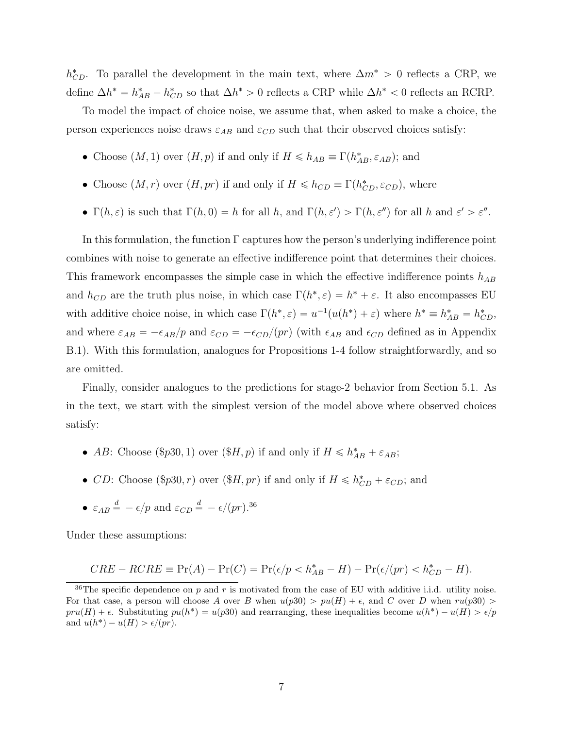$h^*_{CD}$. To parallel the development in the main text, where $\Delta m^* > 0$ reflects a CRP, we define $\Delta h^* = h^*_{AB} - h^*_{CD}$ so that $\Delta h^* > 0$ reflects a CRP while $\Delta h^* < 0$ reflects an RCRP.

To model the impact of choice noise, we assume that, when asked to make a choice, the person experiences noise draws $\varepsilon_{AB}$ and $\varepsilon_{CD}$ such that their observed choices satisfy:

- Choose $(M, 1)$ over $(H, p)$ if and only if $H \leqslant h_{AB} \equiv \Gamma(h^*_{AB}, \varepsilon_{AB})$; and
- Choose $(M, r)$ over $(H, pr)$ if and only if $H \leqslant h_{CD} \equiv \Gamma(h^*_{CD}, \varepsilon_{CD})$, where
- $\Gamma(h, \varepsilon)$ is such that $\Gamma(h, 0) = h$ for all $h$, and $\Gamma(h, \varepsilon') > \Gamma(h, \varepsilon'')$ for all $h$ and $\varepsilon' > \varepsilon''$.

In this formulation, the function $\Gamma$ captures how the person's underlying indifference point combines with noise to generate an effective indifference point that determines their choices. This framework encompasses the simple case in which the effective indifference points $h_{AB}$ and $h_{CD}$ are the truth plus noise, in which case $\Gamma(h^*, \varepsilon) = h^* + \varepsilon$. It also encompasses EU with additive choice noise, in which case $\Gamma(h^*, \varepsilon) = u^{-1}(u(h^*) + \varepsilon)$ where $h^* \equiv h^*_{AB} = h^*_{CD}$, and where $\varepsilon_{AB} = -\epsilon_{AB}/p$ and $\varepsilon_{CD} = -\epsilon_{CD}/(pr)$ (with $\epsilon_{AB}$ and $\epsilon_{CD}$ defined as in Appendix B.1). With this formulation, analogues for Propositions 1-4 follow straightforwardly, and so are omitted.

Finally, consider analogues to the predictions for stage-2 behavior from Section 5.1. As in the text, we start with the simplest version of the model above where observed choices satisfy:

- *AB*: Choose $(\$p30, 1)$ over $(\$H, p)$ if and only if $H \leqslant h^*_{AB} + \varepsilon_{AB}$;
- *CD*: Choose $(\$p30, r)$ over $(\$H, pr)$ if and only if $H \leqslant h^*_{CD} + \varepsilon_{CD}$; and
- $\varepsilon_{AB} \overset{d}{=} -\epsilon/p$ and $\varepsilon_{CD} \overset{d}{=} -\epsilon/(pr)$.[36]

Under these assumptions:

$$CRE - RCRE \equiv \Pr(A) - \Pr(C) = \Pr(\epsilon/p < h^*_{AB} - H) - \Pr(\epsilon/(pr) < h^*_{CD} - H).$$

[36] The specific dependence on $p$ and $r$ is motivated from the case of EU with additive i.i.d. utility noise. For that case, a person will choose $A$ over $B$ when $u(p30) > pu(H) + \epsilon$, and $C$ over $D$ when $ru(p30) > pru(H) + \epsilon$. Substituting $pu(h^*) = u(p30)$ and rearranging, these inequalities become $u(h^*) - u(H) > \epsilon/p$ and $u(h^*) - u(H) > \epsilon/(pr)$.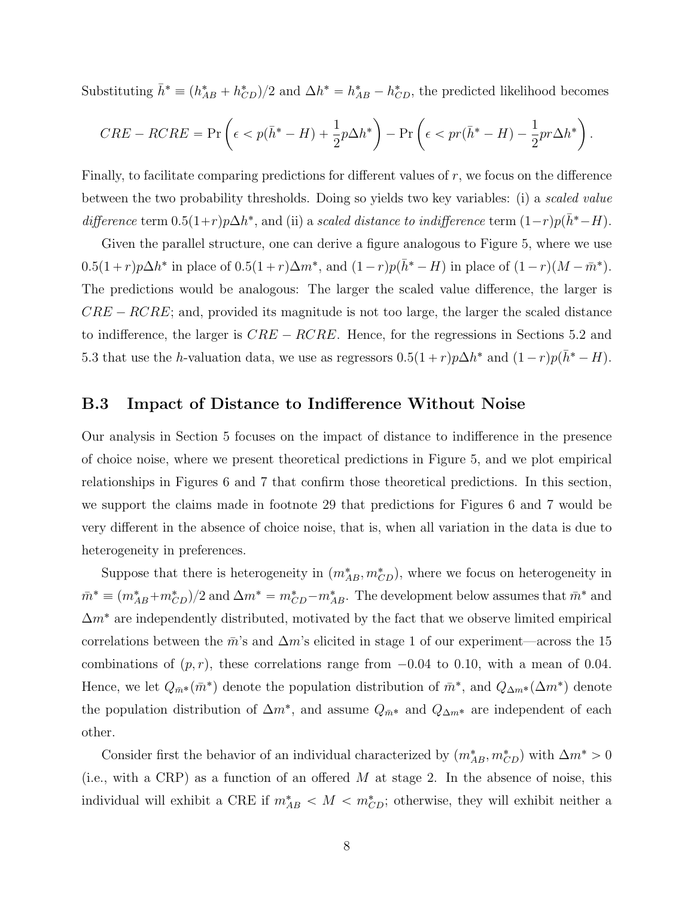Substituting $\bar{h}^* \equiv (h^*_{AB} + h^*_{CD})/2$ and $\Delta h^* = h^*_{AB} - h^*_{CD}$, the predicted likelihood becomes

$$CRE - RCRE = \Pr\left(\epsilon < p(\bar{h}^* - H) + \frac{1}{2}p\Delta h^*\right) - \Pr\left(\epsilon < pr(\bar{h}^* - H) - \frac{1}{2}pr\Delta h^*\right).$$

Finally, to facilitate comparing predictions for different values of $r$, we focus on the difference between the two probability thresholds. Doing so yields two key variables: (i) a *scaled value difference* term $0.5(1+r)p\Delta h^*$, and (ii) a *scaled distance to indifference* term $(1-r)p(\bar{h}^* - H)$.

Given the parallel structure, one can derive a figure analogous to Figure 5, where we use $0.5(1+r)p\Delta h^*$ in place of $0.5(1+r)\Delta m^*$, and $(1-r)p(\bar{h}^* - H)$ in place of $(1-r)(M - \bar{m}^*)$. The predictions would be analogous: The larger the scaled value difference, the larger is $CRE - RCRE$; and, provided its magnitude is not too large, the larger the scaled distance to indifference, the larger is $CRE - RCRE$. Hence, for the regressions in Sections 5.2 and 5.3 that use the $h$-valuation data, we use as regressors $0.5(1+r)p\Delta h^*$ and $(1-r)p(\bar{h}^* - H)$.

## B.3 Impact of Distance to Indifference Without Noise

Our analysis in Section 5 focuses on the impact of distance to indifference in the presence of choice noise, where we present theoretical predictions in Figure 5, and we plot empirical relationships in Figures 6 and 7 that confirm those theoretical predictions. In this section, we support the claims made in footnote 29 that predictions for Figures 6 and 7 would be very different in the absence of choice noise, that is, when all variation in the data is due to heterogeneity in preferences.

Suppose that there is heterogeneity in $(m^*_{AB}, m^*_{CD})$, where we focus on heterogeneity in $\bar{m}^* \equiv (m^*_{AB} + m^*_{CD})/2$ and $\Delta m^* = m^*_{CD} - m^*_{AB}$. The development below assumes that $\bar{m}^*$ and $\Delta m^*$ are independently distributed, motivated by the fact that we observe limited empirical correlations between the $\bar{m}$'s and $\Delta m$'s elicited in stage 1 of our experiment—across the 15 combinations of $(p, r)$, these correlations range from $-0.04$ to $0.10$, with a mean of $0.04$. Hence, we let $Q_{\bar{m}^*}(\bar{m}^*)$ denote the population distribution of $\bar{m}^*$, and $Q_{\Delta m^*}(\Delta m^*)$ denote the population distribution of $\Delta m^*$, and assume $Q_{\bar{m}^*}$ and $Q_{\Delta m^*}$ are independent of each other.

Consider first the behavior of an individual characterized by $(m^*_{AB}, m^*_{CD})$ with $\Delta m^* > 0$ (i.e., with a CRP) as a function of an offered $M$ at stage 2. In the absence of noise, this individual will exhibit a CRE if $m^*_{AB} < M < m^*_{CD}$; otherwise, they will exhibit neither a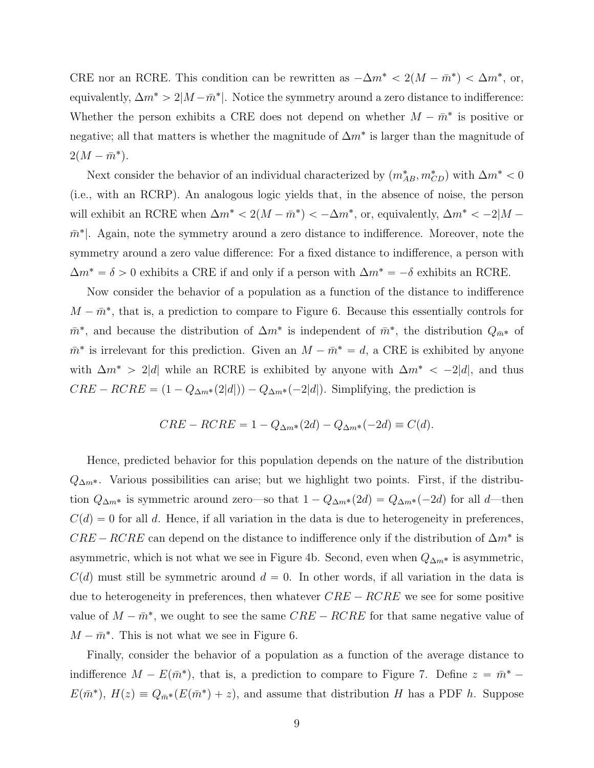CRE nor an RCRE. This condition can be rewritten as $-\Delta m^* < 2(M - \bar{m}^*) < \Delta m^*$, or, equivalently, $\Delta m^* > 2|M - \bar{m}^*|$. Notice the symmetry around a zero distance to indifference: Whether the person exhibits a CRE does not depend on whether $M - \bar{m}^*$ is positive or negative; all that matters is whether the magnitude of $\Delta m^*$ is larger than the magnitude of $2(M - \bar{m}^*)$.

Next consider the behavior of an individual characterized by $(m^*_{AB}, m^*_{CD})$ with $\Delta m^* < 0$ (i.e., with an RCRP). An analogous logic yields that, in the absence of noise, the person will exhibit an RCRE when $\Delta m^* < 2(M - \bar{m}^*) < -\Delta m^*$, or, equivalently, $\Delta m^* < -2|M - \bar{m}^*|$. Again, note the symmetry around a zero distance to indifference. Moreover, note the symmetry around a zero value difference: For a fixed distance to indifference, a person with $\Delta m^* = \delta > 0$ exhibits a CRE if and only if a person with $\Delta m^* = -\delta$ exhibits an RCRE.

Now consider the behavior of a population as a function of the distance to indifference $M - \bar{m}^*$, that is, a prediction to compare to Figure 6. Because this essentially controls for $\bar{m}^*$, and because the distribution of $\Delta m^*$ is independent of $\bar{m}^*$, the distribution $Q_{\bar{m}^*}$ of $\bar{m}^*$ is irrelevant for this prediction. Given an $M - \bar{m}^* = d$, a CRE is exhibited by anyone with $\Delta m^* > 2|d|$ while an RCRE is exhibited by anyone with $\Delta m^* < -2|d|$, and thus $CRE - RCRE = (1 - Q_{\Delta m^*}(2|d|)) - Q_{\Delta m^*}(-2|d|)$. Simplifying, the prediction is

$$CRE - RCRE = 1 - Q_{\Delta m^*}(2d) - Q_{\Delta m^*}(-2d) \equiv C(d).$$

Hence, predicted behavior for this population depends on the nature of the distribution $Q_{\Delta m^*}$. Various possibilities can arise; but we highlight two points. First, if the distribution $Q_{\Delta m^*}$ is symmetric around zero—so that $1 - Q_{\Delta m^*}(2d) = Q_{\Delta m^*}(-2d)$ for all $d$—then $C(d) = 0$ for all $d$. Hence, if all variation in the data is due to heterogeneity in preferences, $CRE - RCRE$ can depend on the distance to indifference only if the distribution of $\Delta m^*$ is asymmetric, which is not what we see in Figure 4b. Second, even when $Q_{\Delta m^*}$ is asymmetric, $C(d)$ must still be symmetric around $d = 0$. In other words, if all variation in the data is due to heterogeneity in preferences, then whatever $CRE - RCRE$ we see for some positive value of $M - \bar{m}^*$, we ought to see the same $CRE - RCRE$ for that same negative value of $M - \bar{m}^*$. This is not what we see in Figure 6.

Finally, consider the behavior of a population as a function of the average distance to indifference $M - E(\bar{m}^*)$, that is, a prediction to compare to Figure 7. Define $z = \bar{m}^* - E(\bar{m}^*)$, $H(z) \equiv Q_{\bar{m}^*}(E(\bar{m}^*) + z)$, and assume that distribution $H$ has a PDF $h$. Suppose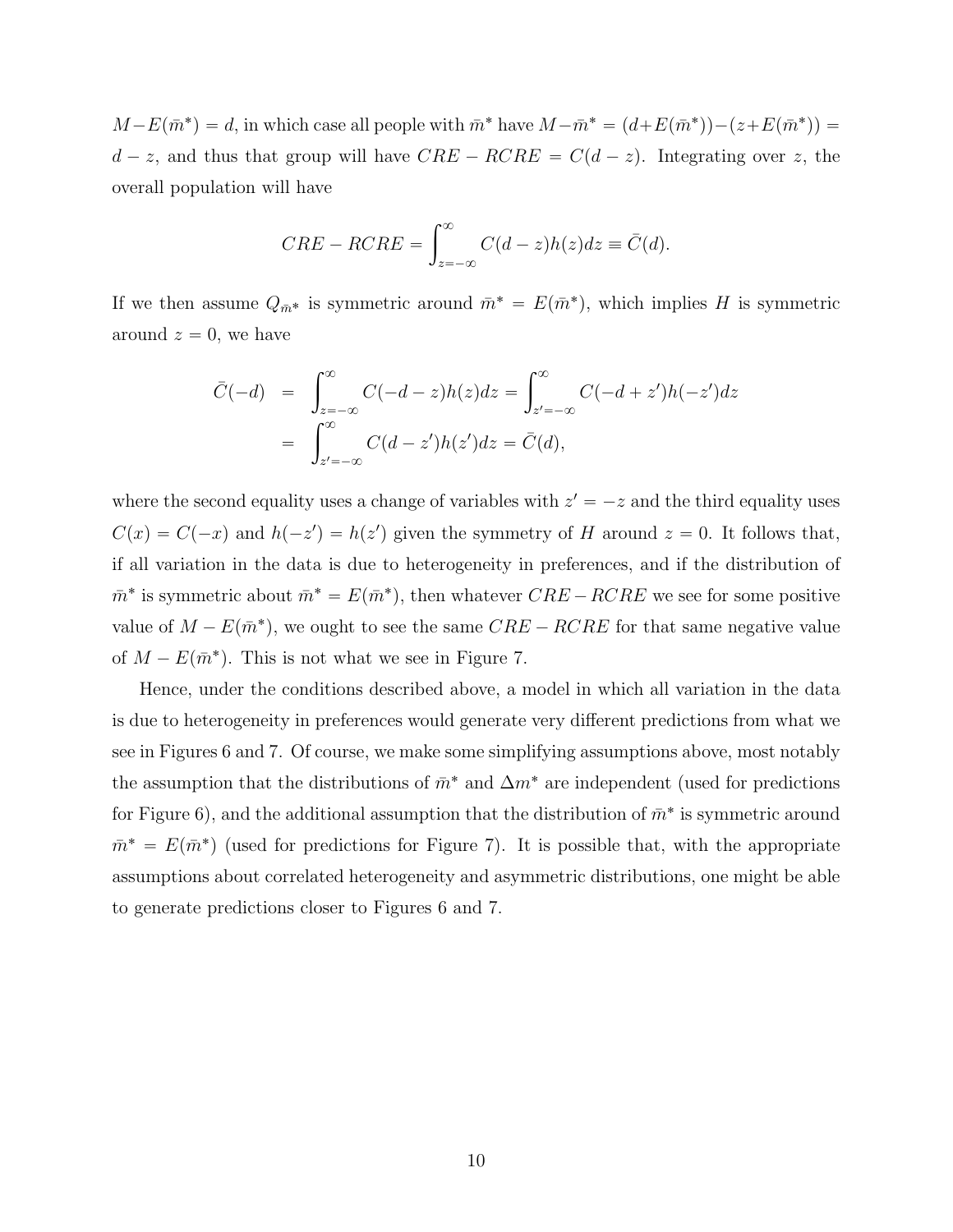$M - E(\bar{m}^*) = d$, in which case all people with $\bar{m}^*$ have $M - \bar{m}^* = (d + E(\bar{m}^*)) - (z + E(\bar{m}^*)) = d - z$, and thus that group will have $CRE - RCRE = C(d - z)$. Integrating over $z$, the overall population will have

$$CRE - RCRE = \int_{z=-\infty}^{\infty} C(d - z) h(z) dz \equiv \bar{C}(d).$$

If we then assume $Q_{\bar{m}^*}$ is symmetric around $\bar{m}^* = E(\bar{m}^*)$, which implies $H$ is symmetric around $z = 0$, we have

$$\begin{aligned} \bar{C}(-d) &= \int_{z=-\infty}^{\infty} C(-d - z) h(z) dz = \int_{z'=-\infty}^{\infty} C(-d + z') h(-z') dz \\ &= \int_{z'=-\infty}^{\infty} C(d - z') h(z') dz = \bar{C}(d), \end{aligned}$$

where the second equality uses a change of variables with $z' = -z$ and the third equality uses $C(x) = C(-x)$ and $h(-z') = h(z')$ given the symmetry of $H$ around $z = 0$. It follows that, if all variation in the data is due to heterogeneity in preferences, and if the distribution of $\bar{m}^*$ is symmetric about $\bar{m}^* = E(\bar{m}^*)$, then whatever $CRE - RCRE$ we see for some positive value of $M - E(\bar{m}^*)$, we ought to see the same $CRE - RCRE$ for that same negative value of $M - E(\bar{m}^*)$. This is not what we see in Figure 7.

Hence, under the conditions described above, a model in which all variation in the data is due to heterogeneity in preferences would generate very different predictions from what we see in Figures 6 and 7. Of course, we make some simplifying assumptions above, most notably the assumption that the distributions of $\bar{m}^*$ and $\Delta m^*$ are independent (used for predictions for Figure 6), and the additional assumption that the distribution of $\bar{m}^*$ is symmetric around $\bar{m}^* = E(\bar{m}^*)$ (used for predictions for Figure 7). It is possible that, with the appropriate assumptions about correlated heterogeneity and asymmetric distributions, one might be able to generate predictions closer to Figures 6 and 7.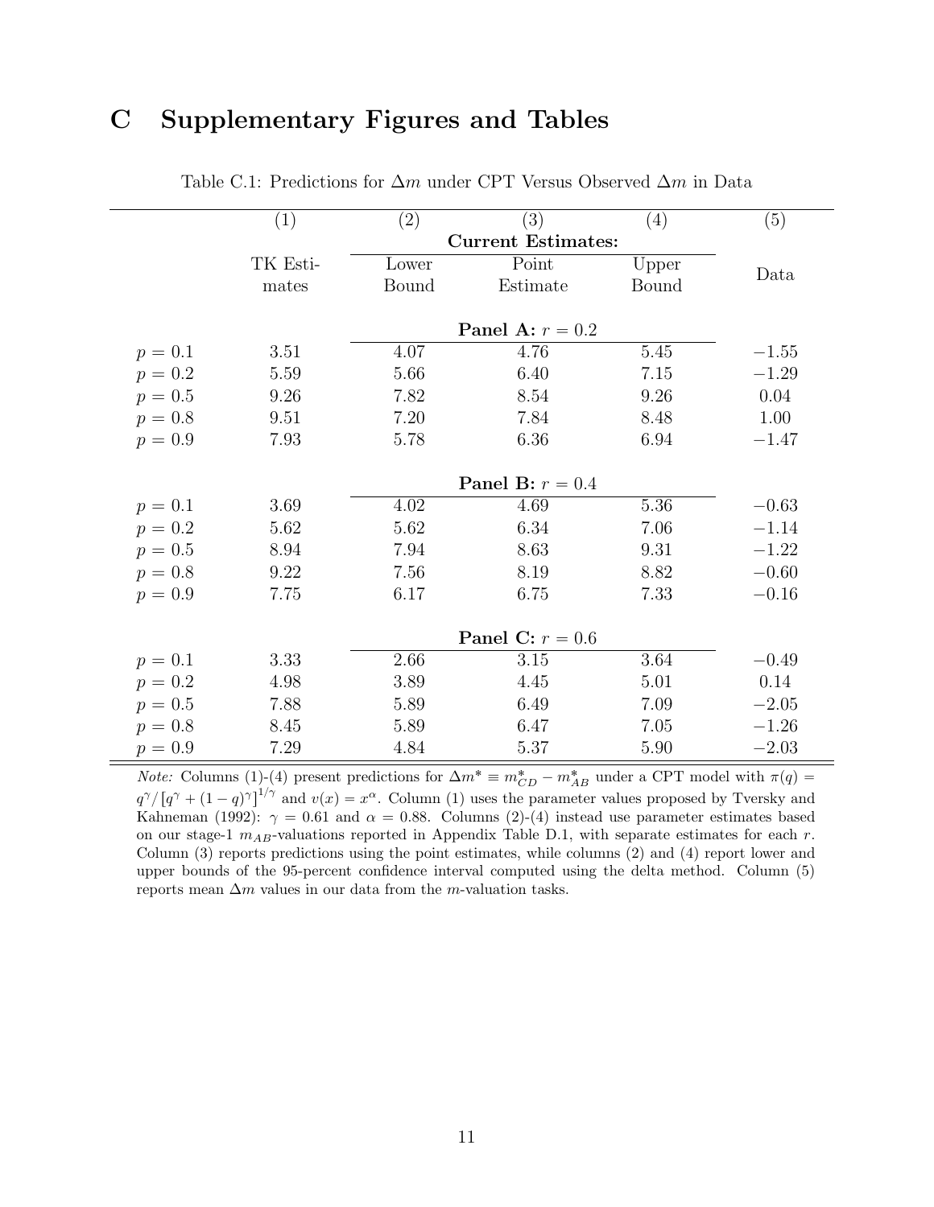# C Supplementary Figures and Tables

Table C.1: Predictions for $\Delta m$ under CPT Versus Observed $\Delta m$ in Data

| | (1) | (2) | (3) | (4) | (5) |
|---|---|---|---|---|---|
| | | | **Current Estimates:** | | |
| | TK Estimates | Lower Bound | Point Estimate | Upper Bound | Data |
| | | | **Panel A:** $r = 0.2$ | | |
| $p = 0.1$ | 3.51 | 4.07 | 4.76 | 5.45 | $-1.55$ |
| $p = 0.2$ | 5.59 | 5.66 | 6.40 | 7.15 | $-1.29$ |
| $p = 0.5$ | 9.26 | 7.82 | 8.54 | 9.26 | 0.04 |
| $p = 0.8$ | 9.51 | 7.20 | 7.84 | 8.48 | 1.00 |
| $p = 0.9$ | 7.93 | 5.78 | 6.36 | 6.94 | $-1.47$ |
| | | | **Panel B:** $r = 0.4$ | | |
| $p = 0.1$ | 3.69 | 4.02 | 4.69 | 5.36 | $-0.63$ |
| $p = 0.2$ | 5.62 | 5.62 | 6.34 | 7.06 | $-1.14$ |
| $p = 0.5$ | 8.94 | 7.94 | 8.63 | 9.31 | $-1.22$ |
| $p = 0.8$ | 9.22 | 7.56 | 8.19 | 8.82 | $-0.60$ |
| $p = 0.9$ | 7.75 | 6.17 | 6.75 | 7.33 | $-0.16$ |
| | | | **Panel C:** $r = 0.6$ | | |
| $p = 0.1$ | 3.33 | 2.66 | 3.15 | 3.64 | $-0.49$ |
| $p = 0.2$ | 4.98 | 3.89 | 4.45 | 5.01 | 0.14 |
| $p = 0.5$ | 7.88 | 5.89 | 6.49 | 7.09 | $-2.05$ |
| $p = 0.8$ | 8.45 | 5.89 | 6.47 | 7.05 | $-1.26$ |
| $p = 0.9$ | 7.29 | 4.84 | 5.37 | 5.90 | $-2.03$ |

*Note:* Columns (1)-(4) present predictions for $\Delta m^* \equiv m^*_{CD} - m^*_{AB}$ under a CPT model with $\pi(q) = q^\gamma/\left[q^\gamma + (1-q)^\gamma\right]^{1/\gamma}$ and $v(x) = x^\alpha$. Column (1) uses the parameter values proposed by Tversky and Kahneman (1992): $\gamma = 0.61$ and $\alpha = 0.88$. Columns (2)-(4) instead use parameter estimates based on our stage-1 $m_{AB}$-valuations reported in Appendix Table D.1, with separate estimates for each $r$. Column (3) reports predictions using the point estimates, while columns (2) and (4) report lower and upper bounds of the 95-percent confidence interval computed using the delta method. Column (5) reports mean $\Delta m$ values in our data from the $m$-valuation tasks.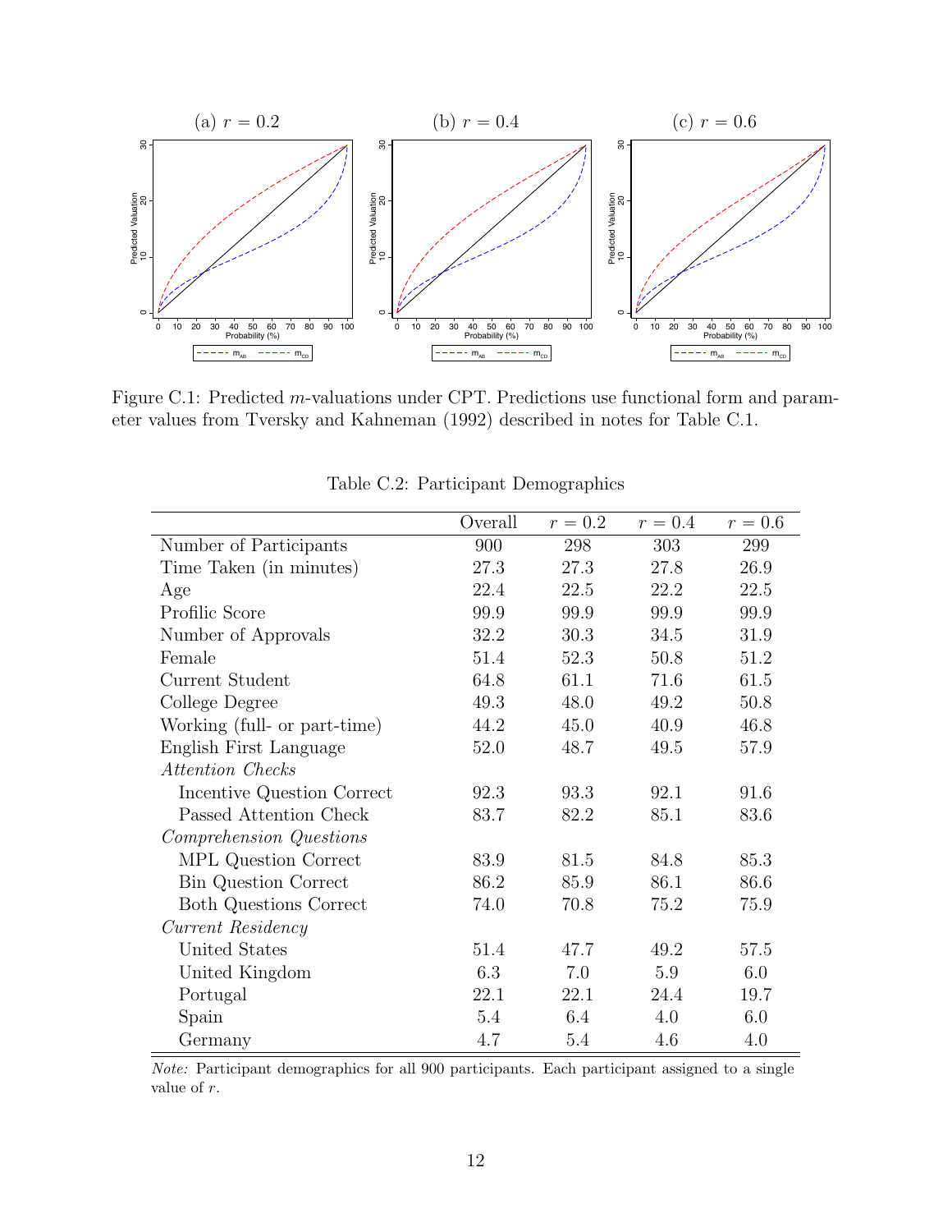Figure C.1: Predicted $m$-valuations under CPT. Predictions use functional form and parameter values from Tversky and Kahneman (1992) described in notes for Table C.1.

Table C.2: Participant Demographics

| | Overall | $r = 0.2$ | $r = 0.4$ | $r = 0.6$ |
|---|---|---|---|---|
| Number of Participants | 900 | 298 | 303 | 299 |
| Time Taken (in minutes) | 27.3 | 27.3 | 27.8 | 26.9 |
| Age | 22.4 | 22.5 | 22.2 | 22.5 |
| Profilic Score | 99.9 | 99.9 | 99.9 | 99.9 |
| Number of Approvals | 32.2 | 30.3 | 34.5 | 31.9 |
| Female | 51.4 | 52.3 | 50.8 | 51.2 |
| Current Student | 64.8 | 61.1 | 71.6 | 61.5 |
| College Degree | 49.3 | 48.0 | 49.2 | 50.8 |
| Working (full- or part-time) | 44.2 | 45.0 | 40.9 | 46.8 |
| English First Language | 52.0 | 48.7 | 49.5 | 57.9 |
| *Attention Checks* | | | | |
| Incentive Question Correct | 92.3 | 93.3 | 92.1 | 91.6 |
| Passed Attention Check | 83.7 | 82.2 | 85.1 | 83.6 |
| *Comprehension Questions* | | | | |
| MPL Question Correct | 83.9 | 81.5 | 84.8 | 85.3 |
| Bin Question Correct | 86.2 | 85.9 | 86.1 | 86.6 |
| Both Questions Correct | 74.0 | 70.8 | 75.2 | 75.9 |
| *Current Residency* | | | | |
| United States | 51.4 | 47.7 | 49.2 | 57.5 |
| United Kingdom | 6.3 | 7.0 | 5.9 | 6.0 |
| Portugal | 22.1 | 22.1 | 24.4 | 19.7 |
| Spain | 5.4 | 6.4 | 4.0 | 6.0 |
| Germany | 4.7 | 5.4 | 4.6 | 4.0 |

*Note:* Participant demographics for all 900 participants. Each participant assigned to a single value of $r$.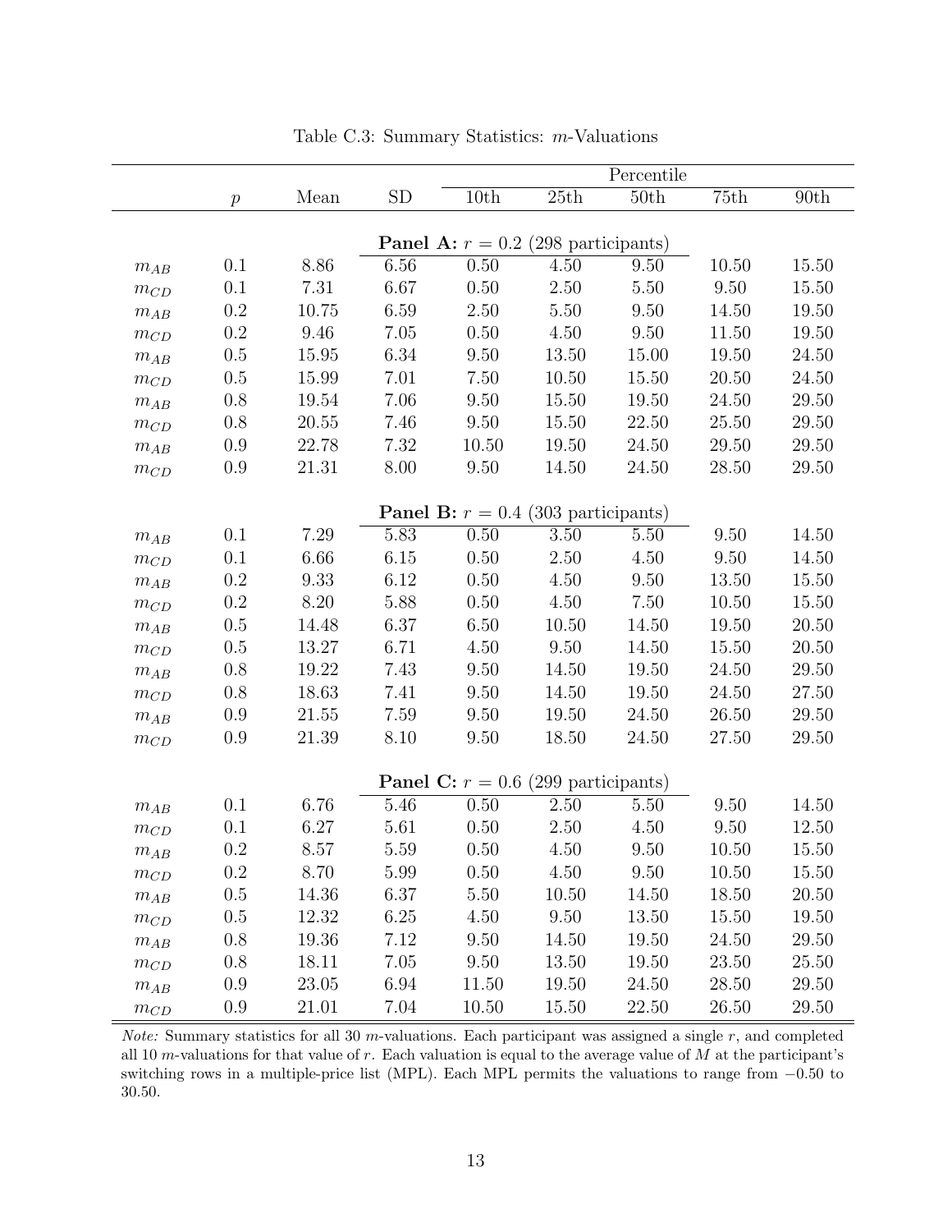Table C.3: Summary Statistics: $m$-Valuations

| | $p$ | Mean | SD | Percentile | | | | |
|---|---|---|---|---|---|---|---|---|
| | | | | 10th | 25th | 50th | 75th | 90th |
| **Panel A:** $r = 0.2$ (298 participants) | | | | | | | | |
| $m_{AB}$ | 0.1 | 8.86 | 6.56 | 0.50 | 4.50 | 9.50 | 10.50 | 15.50 |
| $m_{CD}$ | 0.1 | 7.31 | 6.67 | 0.50 | 2.50 | 5.50 | 9.50 | 15.50 |
| $m_{AB}$ | 0.2 | 10.75 | 6.59 | 2.50 | 5.50 | 9.50 | 14.50 | 19.50 |
| $m_{CD}$ | 0.2 | 9.46 | 7.05 | 0.50 | 4.50 | 9.50 | 11.50 | 19.50 |
| $m_{AB}$ | 0.5 | 15.95 | 6.34 | 9.50 | 13.50 | 15.00 | 19.50 | 24.50 |
| $m_{CD}$ | 0.5 | 15.99 | 7.01 | 7.50 | 10.50 | 15.50 | 20.50 | 24.50 |
| $m_{AB}$ | 0.8 | 19.54 | 7.06 | 9.50 | 15.50 | 19.50 | 24.50 | 29.50 |
| $m_{CD}$ | 0.8 | 20.55 | 7.46 | 9.50 | 15.50 | 22.50 | 25.50 | 29.50 |
| $m_{AB}$ | 0.9 | 22.78 | 7.32 | 10.50 | 19.50 | 24.50 | 29.50 | 29.50 |
| $m_{CD}$ | 0.9 | 21.31 | 8.00 | 9.50 | 14.50 | 24.50 | 28.50 | 29.50 |
| **Panel B:** $r = 0.4$ (303 participants) | | | | | | | | |
| $m_{AB}$ | 0.1 | 7.29 | 5.83 | 0.50 | 3.50 | 5.50 | 9.50 | 14.50 |
| $m_{CD}$ | 0.1 | 6.66 | 6.15 | 0.50 | 2.50 | 4.50 | 9.50 | 14.50 |
| $m_{AB}$ | 0.2 | 9.33 | 6.12 | 0.50 | 4.50 | 9.50 | 13.50 | 15.50 |
| $m_{CD}$ | 0.2 | 8.20 | 5.88 | 0.50 | 4.50 | 7.50 | 10.50 | 15.50 |
| $m_{AB}$ | 0.5 | 14.48 | 6.37 | 6.50 | 10.50 | 14.50 | 19.50 | 20.50 |
| $m_{CD}$ | 0.5 | 13.27 | 6.71 | 4.50 | 9.50 | 14.50 | 15.50 | 20.50 |
| $m_{AB}$ | 0.8 | 19.22 | 7.43 | 9.50 | 14.50 | 19.50 | 24.50 | 29.50 |
| $m_{CD}$ | 0.8 | 18.63 | 7.41 | 9.50 | 14.50 | 19.50 | 24.50 | 27.50 |
| $m_{AB}$ | 0.9 | 21.55 | 7.59 | 9.50 | 19.50 | 24.50 | 26.50 | 29.50 |
| $m_{CD}$ | 0.9 | 21.39 | 8.10 | 9.50 | 18.50 | 24.50 | 27.50 | 29.50 |
| **Panel C:** $r = 0.6$ (299 participants) | | | | | | | | |
| $m_{AB}$ | 0.1 | 6.76 | 5.46 | 0.50 | 2.50 | 5.50 | 9.50 | 14.50 |
| $m_{CD}$ | 0.1 | 6.27 | 5.61 | 0.50 | 2.50 | 4.50 | 9.50 | 12.50 |
| $m_{AB}$ | 0.2 | 8.57 | 5.59 | 0.50 | 4.50 | 9.50 | 10.50 | 15.50 |
| $m_{CD}$ | 0.2 | 8.70 | 5.99 | 0.50 | 4.50 | 9.50 | 10.50 | 15.50 |
| $m_{AB}$ | 0.5 | 14.36 | 6.37 | 5.50 | 10.50 | 14.50 | 18.50 | 20.50 |
| $m_{CD}$ | 0.5 | 12.32 | 6.25 | 4.50 | 9.50 | 13.50 | 15.50 | 19.50 |
| $m_{AB}$ | 0.8 | 19.36 | 7.12 | 9.50 | 14.50 | 19.50 | 24.50 | 29.50 |
| $m_{CD}$ | 0.8 | 18.11 | 7.05 | 9.50 | 13.50 | 19.50 | 23.50 | 25.50 |
| $m_{AB}$ | 0.9 | 23.05 | 6.94 | 11.50 | 19.50 | 24.50 | 28.50 | 29.50 |
| $m_{CD}$ | 0.9 | 21.01 | 7.04 | 10.50 | 15.50 | 22.50 | 26.50 | 29.50 |

*Note:* Summary statistics for all 30 $m$-valuations. Each participant was assigned a single $r$, and completed all 10 $m$-valuations for that value of $r$. Each valuation is equal to the average value of $M$ at the participant's switching rows in a multiple-price list (MPL). Each MPL permits the valuations to range from $-0.50$ to 30.50.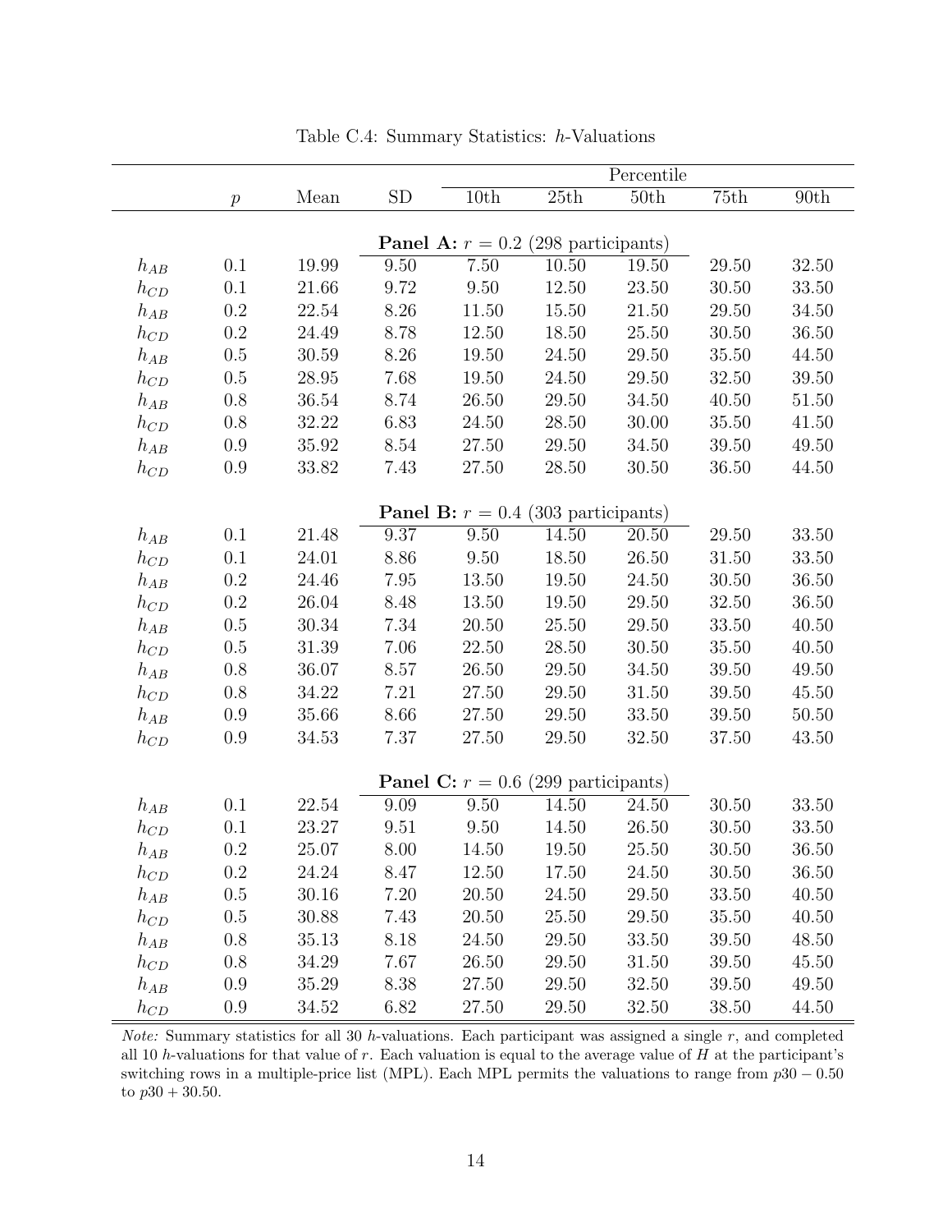Table C.4: Summary Statistics: $h$-Valuations

| | | | | Percentile | | | | |
|---|---|---|---|---|---|---|---|---|
| | $p$ | Mean | SD | 10th | 25th | 50th | 75th | 90th |
| | | | | **Panel A:** $r = 0.2$ (298 participants) | | | | |
| $h_{AB}$ | 0.1 | 19.99 | 9.50 | 7.50 | 10.50 | 19.50 | 29.50 | 32.50 |
| $h_{CD}$ | 0.1 | 21.66 | 9.72 | 9.50 | 12.50 | 23.50 | 30.50 | 33.50 |
| $h_{AB}$ | 0.2 | 22.54 | 8.26 | 11.50 | 15.50 | 21.50 | 29.50 | 34.50 |
| $h_{CD}$ | 0.2 | 24.49 | 8.78 | 12.50 | 18.50 | 25.50 | 30.50 | 36.50 |
| $h_{AB}$ | 0.5 | 30.59 | 8.26 | 19.50 | 24.50 | 29.50 | 35.50 | 44.50 |
| $h_{CD}$ | 0.5 | 28.95 | 7.68 | 19.50 | 24.50 | 29.50 | 32.50 | 39.50 |
| $h_{AB}$ | 0.8 | 36.54 | 8.74 | 26.50 | 29.50 | 34.50 | 40.50 | 51.50 |
| $h_{CD}$ | 0.8 | 32.22 | 6.83 | 24.50 | 28.50 | 30.00 | 35.50 | 41.50 |
| $h_{AB}$ | 0.9 | 35.92 | 8.54 | 27.50 | 29.50 | 34.50 | 39.50 | 49.50 |
| $h_{CD}$ | 0.9 | 33.82 | 7.43 | 27.50 | 28.50 | 30.50 | 36.50 | 44.50 |
| | | | | **Panel B:** $r = 0.4$ (303 participants) | | | | |
| $h_{AB}$ | 0.1 | 21.48 | 9.37 | 9.50 | 14.50 | 20.50 | 29.50 | 33.50 |
| $h_{CD}$ | 0.1 | 24.01 | 8.86 | 9.50 | 18.50 | 26.50 | 31.50 | 33.50 |
| $h_{AB}$ | 0.2 | 24.46 | 7.95 | 13.50 | 19.50 | 24.50 | 30.50 | 36.50 |
| $h_{CD}$ | 0.2 | 26.04 | 8.48 | 13.50 | 19.50 | 29.50 | 32.50 | 36.50 |
| $h_{AB}$ | 0.5 | 30.34 | 7.34 | 20.50 | 25.50 | 29.50 | 33.50 | 40.50 |
| $h_{CD}$ | 0.5 | 31.39 | 7.06 | 22.50 | 28.50 | 30.50 | 35.50 | 40.50 |
| $h_{AB}$ | 0.8 | 36.07 | 8.57 | 26.50 | 29.50 | 34.50 | 39.50 | 49.50 |
| $h_{CD}$ | 0.8 | 34.22 | 7.21 | 27.50 | 29.50 | 31.50 | 39.50 | 45.50 |
| $h_{AB}$ | 0.9 | 35.66 | 8.66 | 27.50 | 29.50 | 33.50 | 39.50 | 50.50 |
| $h_{CD}$ | 0.9 | 34.53 | 7.37 | 27.50 | 29.50 | 32.50 | 37.50 | 43.50 |
| | | | | **Panel C:** $r = 0.6$ (299 participants) | | | | |
| $h_{AB}$ | 0.1 | 22.54 | 9.09 | 9.50 | 14.50 | 24.50 | 30.50 | 33.50 |
| $h_{CD}$ | 0.1 | 23.27 | 9.51 | 9.50 | 14.50 | 26.50 | 30.50 | 33.50 |
| $h_{AB}$ | 0.2 | 25.07 | 8.00 | 14.50 | 19.50 | 25.50 | 30.50 | 36.50 |
| $h_{CD}$ | 0.2 | 24.24 | 8.47 | 12.50 | 17.50 | 24.50 | 30.50 | 36.50 |
| $h_{AB}$ | 0.5 | 30.16 | 7.20 | 20.50 | 24.50 | 29.50 | 33.50 | 40.50 |
| $h_{CD}$ | 0.5 | 30.88 | 7.43 | 20.50 | 25.50 | 29.50 | 35.50 | 40.50 |
| $h_{AB}$ | 0.8 | 35.13 | 8.18 | 24.50 | 29.50 | 33.50 | 39.50 | 48.50 |
| $h_{CD}$ | 0.8 | 34.29 | 7.67 | 26.50 | 29.50 | 31.50 | 39.50 | 45.50 |
| $h_{AB}$ | 0.9 | 35.29 | 8.38 | 27.50 | 29.50 | 32.50 | 39.50 | 49.50 |
| $h_{CD}$ | 0.9 | 34.52 | 6.82 | 27.50 | 29.50 | 32.50 | 38.50 | 44.50 |

*Note:* Summary statistics for all 30 $h$-valuations. Each participant was assigned a single $r$, and completed all 10 $h$-valuations for that value of $r$. Each valuation is equal to the average value of $H$ at the participant's switching rows in a multiple-price list (MPL). Each MPL permits the valuations to range from $p30 - 0.50$ to $p30 + 30.50$.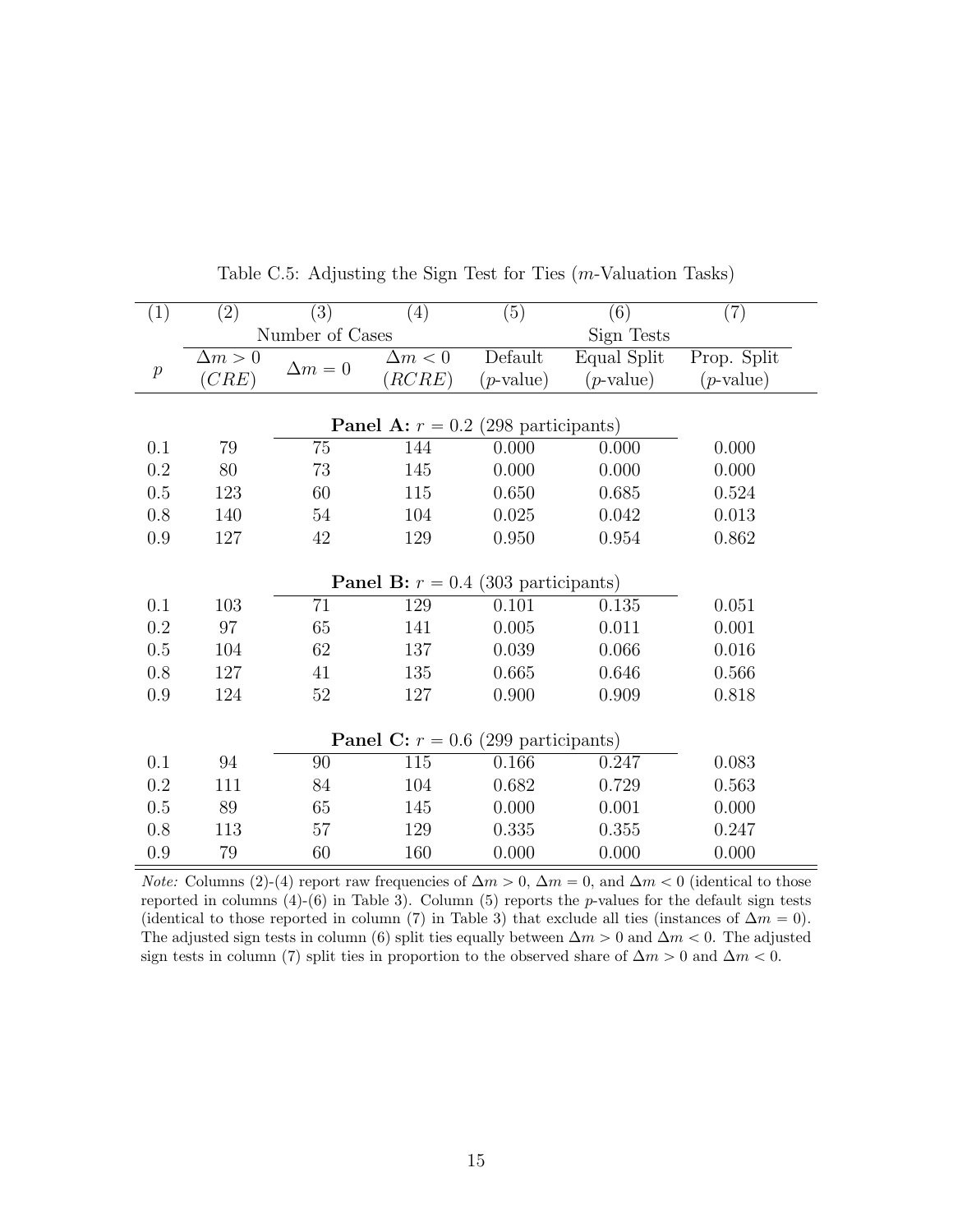Table C.5: Adjusting the Sign Test for Ties ($m$-Valuation Tasks)

| (1) | (2) | (3) | (4) | (5) | (6) | (7) |
|---|---|---|---|---|---|---|
| | Number of Cases | | | Sign Tests | | |
| $p$ | $\Delta m > 0$ ($CRE$) | $\Delta m = 0$ | $\Delta m < 0$ ($RCRE$) | Default ($p$-value) | Equal Split ($p$-value) | Prop. Split ($p$-value) |
| **Panel A:** $r = 0.2$ (298 participants) | | | | | | |
| 0.1 | 79 | 75 | 144 | 0.000 | 0.000 | 0.000 |
| 0.2 | 80 | 73 | 145 | 0.000 | 0.000 | 0.000 |
| 0.5 | 123 | 60 | 115 | 0.650 | 0.685 | 0.524 |
| 0.8 | 140 | 54 | 104 | 0.025 | 0.042 | 0.013 |
| 0.9 | 127 | 42 | 129 | 0.950 | 0.954 | 0.862 |
| **Panel B:** $r = 0.4$ (303 participants) | | | | | | |
| 0.1 | 103 | 71 | 129 | 0.101 | 0.135 | 0.051 |
| 0.2 | 97 | 65 | 141 | 0.005 | 0.011 | 0.001 |
| 0.5 | 104 | 62 | 137 | 0.039 | 0.066 | 0.016 |
| 0.8 | 127 | 41 | 135 | 0.665 | 0.646 | 0.566 |
| 0.9 | 124 | 52 | 127 | 0.900 | 0.909 | 0.818 |
| **Panel C:** $r = 0.6$ (299 participants) | | | | | | |
| 0.1 | 94 | 90 | 115 | 0.166 | 0.247 | 0.083 |
| 0.2 | 111 | 84 | 104 | 0.682 | 0.729 | 0.563 |
| 0.5 | 89 | 65 | 145 | 0.000 | 0.001 | 0.000 |
| 0.8 | 113 | 57 | 129 | 0.335 | 0.355 | 0.247 |
| 0.9 | 79 | 60 | 160 | 0.000 | 0.000 | 0.000 |

*Note:* Columns (2)-(4) report raw frequencies of $\Delta m > 0$, $\Delta m = 0$, and $\Delta m < 0$ (identical to those reported in columns (4)-(6) in Table 3). Column (5) reports the $p$-values for the default sign tests (identical to those reported in column (7) in Table 3) that exclude all ties (instances of $\Delta m = 0$). The adjusted sign tests in column (6) split ties equally between $\Delta m > 0$ and $\Delta m < 0$. The adjusted sign tests in column (7) split ties in proportion to the observed share of $\Delta m > 0$ and $\Delta m < 0$.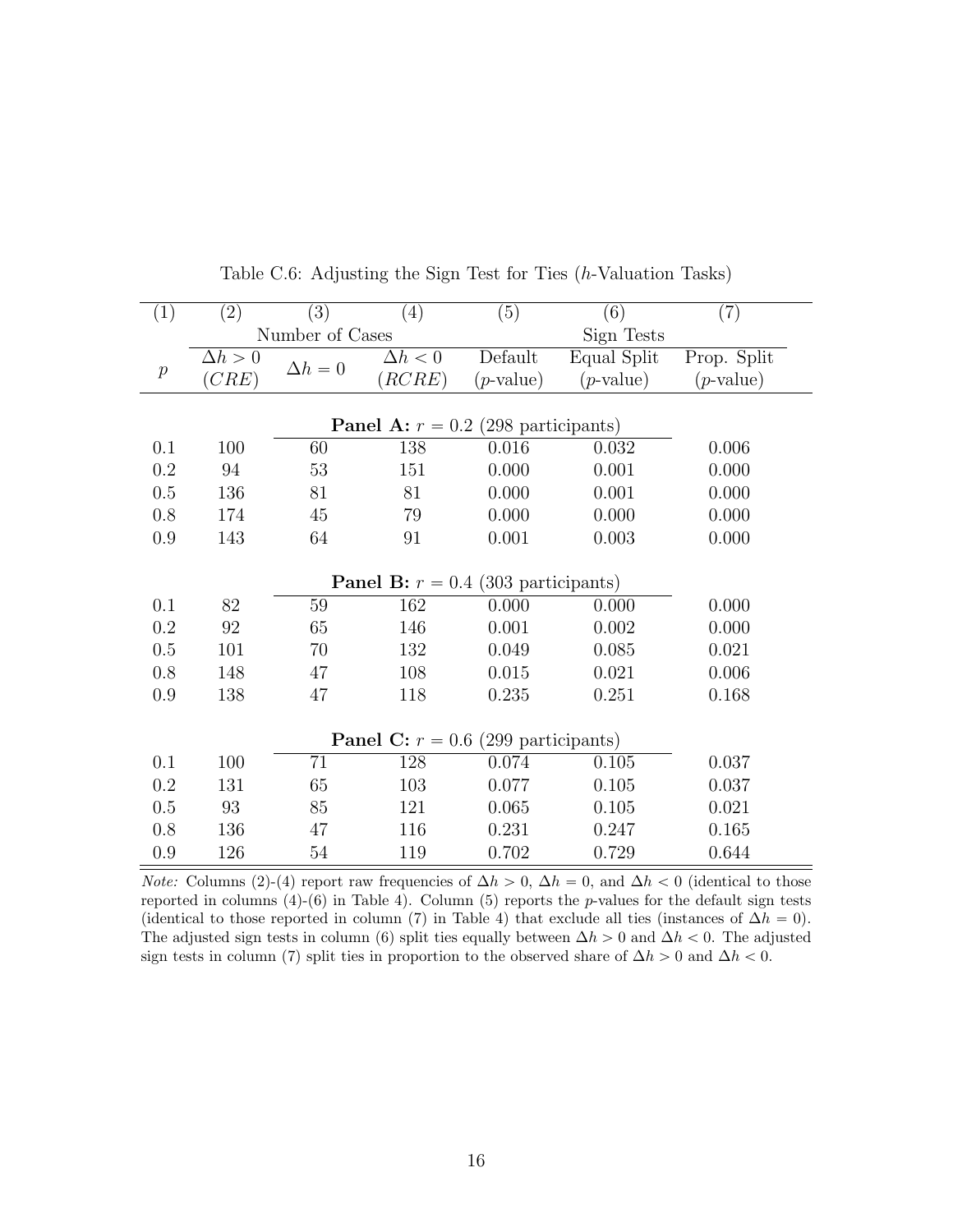Table C.6: Adjusting the Sign Test for Ties ($h$-Valuation Tasks)

| (1) | (2) | (3) | (4) | (5) | (6) | (7) |
|---|---|---|---|---|---|---|
| | Number of Cases | | | Sign Tests | | |
| $p$ | $\Delta h > 0$ ($CRE$) | $\Delta h = 0$ | $\Delta h < 0$ ($RCRE$) | Default ($p$-value) | Equal Split ($p$-value) | Prop. Split ($p$-value) |
| | | | **Panel A:** $r = 0.2$ (298 participants) | | | |
| 0.1 | 100 | 60 | 138 | 0.016 | 0.032 | 0.006 |
| 0.2 | 94 | 53 | 151 | 0.000 | 0.001 | 0.000 |
| 0.5 | 136 | 81 | 81 | 0.000 | 0.001 | 0.000 |
| 0.8 | 174 | 45 | 79 | 0.000 | 0.000 | 0.000 |
| 0.9 | 143 | 64 | 91 | 0.001 | 0.003 | 0.000 |
| | | | **Panel B:** $r = 0.4$ (303 participants) | | | |
| 0.1 | 82 | 59 | 162 | 0.000 | 0.000 | 0.000 |
| 0.2 | 92 | 65 | 146 | 0.001 | 0.002 | 0.000 |
| 0.5 | 101 | 70 | 132 | 0.049 | 0.085 | 0.021 |
| 0.8 | 148 | 47 | 108 | 0.015 | 0.021 | 0.006 |
| 0.9 | 138 | 47 | 118 | 0.235 | 0.251 | 0.168 |
| | | | **Panel C:** $r = 0.6$ (299 participants) | | | |
| 0.1 | 100 | 71 | 128 | 0.074 | 0.105 | 0.037 |
| 0.2 | 131 | 65 | 103 | 0.077 | 0.105 | 0.037 |
| 0.5 | 93 | 85 | 121 | 0.065 | 0.105 | 0.021 |
| 0.8 | 136 | 47 | 116 | 0.231 | 0.247 | 0.165 |
| 0.9 | 126 | 54 | 119 | 0.702 | 0.729 | 0.644 |

*Note:* Columns (2)-(4) report raw frequencies of $\Delta h > 0$, $\Delta h = 0$, and $\Delta h < 0$ (identical to those reported in columns (4)-(6) in Table 4). Column (5) reports the $p$-values for the default sign tests (identical to those reported in column (7) in Table 4) that exclude all ties (instances of $\Delta h = 0$). The adjusted sign tests in column (6) split ties equally between $\Delta h > 0$ and $\Delta h < 0$. The adjusted sign tests in column (7) split ties in proportion to the observed share of $\Delta h > 0$ and $\Delta h < 0$.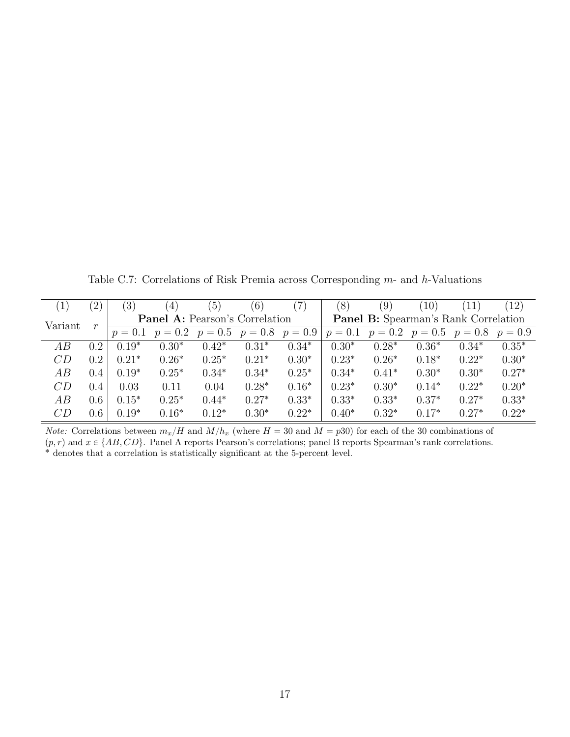Table C.7: Correlations of Risk Premia across Corresponding $m$- and $h$-Valuations

| (1) | (2) | (3) | (4) | (5) | (6) | (7) | (8) | (9) | (10) | (11) | (12) |
|---|---|---|---|---|---|---|---|---|---|---|---|
| Variant | $r$ | **Panel A:** Pearson's Correlation | | | | | **Panel B:** Spearman's Rank Correlation | | | | |
| | | $p = 0.1$ | $p = 0.2$ | $p = 0.5$ | $p = 0.8$ | $p = 0.9$ | $p = 0.1$ | $p = 0.2$ | $p = 0.5$ | $p = 0.8$ | $p = 0.9$ |
| $AB$ | 0.2 | 0.19* | 0.30* | 0.42* | 0.31* | 0.34* | 0.30* | 0.28* | 0.36* | 0.34* | 0.35* |
| $CD$ | 0.2 | 0.21* | 0.26* | 0.25* | 0.21* | 0.30* | 0.23* | 0.26* | 0.18* | 0.22* | 0.30* |
| $AB$ | 0.4 | 0.19* | 0.25* | 0.34* | 0.34* | 0.25* | 0.34* | 0.41* | 0.30* | 0.30* | 0.27* |
| $CD$ | 0.4 | 0.03 | 0.11 | 0.04 | 0.28* | 0.16* | 0.23* | 0.30* | 0.14* | 0.22* | 0.20* |
| $AB$ | 0.6 | 0.15* | 0.25* | 0.44* | 0.27* | 0.33* | 0.33* | 0.33* | 0.37* | 0.27* | 0.33* |
| $CD$ | 0.6 | 0.19* | 0.16* | 0.12* | 0.30* | 0.22* | 0.40* | 0.32* | 0.17* | 0.27* | 0.22* |

*Note:* Correlations between $m_x/H$ and $M/h_x$ (where $H = 30$ and $M = p30$) for each of the 30 combinations of $(p, r)$ and $x \in \{AB, CD\}$. Panel A reports Pearson's correlations; panel B reports Spearman's rank correlations. * denotes that a correlation is statistically significant at the 5-percent level.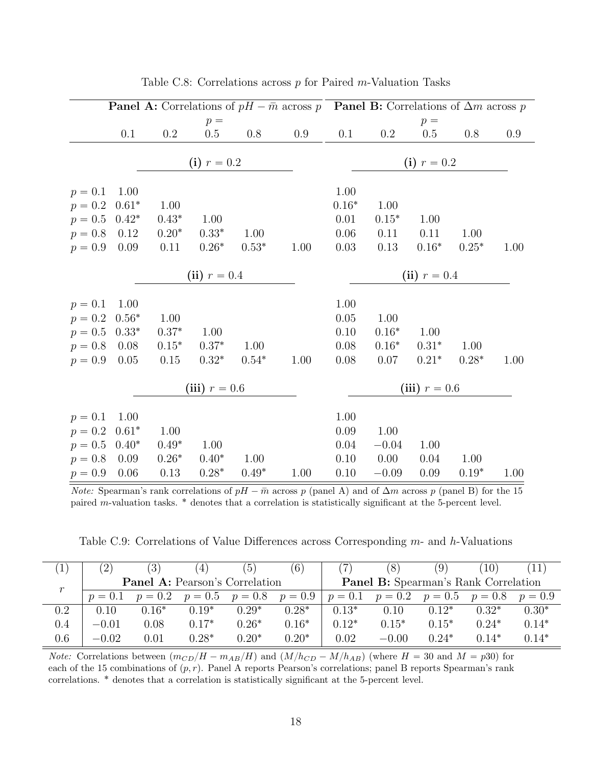Table C.8: Correlations across $p$ for Paired $m$-Valuation Tasks

| | **Panel A:** Correlations of $pH - \bar{m}$ across $p$ | | | | | **Panel B:** Correlations of $\Delta m$ across $p$ | | | | |
|---|---|---|---|---|---|---|---|---|---|---|
| | $p =$ | | | | | $p =$ | | | | |
| | 0.1 | 0.2 | 0.5 | 0.8 | 0.9 | 0.1 | 0.2 | 0.5 | 0.8 | 0.9 |
| | **(i)** $r = 0.2$ | | | | | **(i)** $r = 0.2$ | | | | |
| $p = 0.1$ | 1.00 | | | | | 1.00 | | | | |
| $p = 0.2$ | 0.61* | 1.00 | | | | 0.16* | 1.00 | | | |
| $p = 0.5$ | 0.42* | 0.43* | 1.00 | | | 0.01 | 0.15* | 1.00 | | |
| $p = 0.8$ | 0.12 | 0.20* | 0.33* | 1.00 | | 0.06 | 0.11 | 0.11 | 1.00 | |
| $p = 0.9$ | 0.09 | 0.11 | 0.26* | 0.53* | 1.00 | 0.03 | 0.13 | 0.16* | 0.25* | 1.00 |
| | **(ii)** $r = 0.4$ | | | | | **(ii)** $r = 0.4$ | | | | |
| $p = 0.1$ | 1.00 | | | | | 1.00 | | | | |
| $p = 0.2$ | 0.56* | 1.00 | | | | 0.05 | 1.00 | | | |
| $p = 0.5$ | 0.33* | 0.37* | 1.00 | | | 0.10 | 0.16* | 1.00 | | |
| $p = 0.8$ | 0.08 | 0.15* | 0.37* | 1.00 | | 0.08 | 0.16* | 0.31* | 1.00 | |
| $p = 0.9$ | 0.05 | 0.15 | 0.32* | 0.54* | 1.00 | 0.08 | 0.07 | 0.21* | 0.28* | 1.00 |
| | **(iii)** $r = 0.6$ | | | | | **(iii)** $r = 0.6$ | | | | |
| $p = 0.1$ | 1.00 | | | | | 1.00 | | | | |
| $p = 0.2$ | 0.61* | 1.00 | | | | 0.09 | 1.00 | | | |
| $p = 0.5$ | 0.40* | 0.49* | 1.00 | | | 0.04 | −0.04 | 1.00 | | |
| $p = 0.8$ | 0.09 | 0.26* | 0.40* | 1.00 | | 0.10 | 0.00 | 0.04 | 1.00 | |
| $p = 0.9$ | 0.06 | 0.13 | 0.28* | 0.49* | 1.00 | 0.10 | −0.09 | 0.09 | 0.19* | 1.00 |

*Note:* Spearman's rank correlations of $pH - \bar{m}$ across $p$ (panel A) and of $\Delta m$ across $p$ (panel B) for the 15 paired $m$-valuation tasks. * denotes that a correlation is statistically significant at the 5-percent level.

Table C.9: Correlations of Value Differences across Corresponding $m$- and $h$-Valuations

| (1) | (2) | (3) | (4) | (5) | (6) | (7) | (8) | (9) | (10) | (11) |
|---|---|---|---|---|---|---|---|---|---|---|
| $r$ | **Panel A:** Pearson's Correlation | | | | | **Panel B:** Spearman's Rank Correlation | | | | |
| | $p = 0.1$ | $p = 0.2$ | $p = 0.5$ | $p = 0.8$ | $p = 0.9$ | $p = 0.1$ | $p = 0.2$ | $p = 0.5$ | $p = 0.8$ | $p = 0.9$ |
| 0.2 | 0.10 | 0.16* | 0.19* | 0.29* | 0.28* | 0.13* | 0.10 | 0.12* | 0.32* | 0.30* |
| 0.4 | −0.01 | 0.08 | 0.17* | 0.26* | 0.16* | 0.12* | 0.15* | 0.15* | 0.24* | 0.14* |
| 0.6 | −0.02 | 0.01 | 0.28* | 0.20* | 0.20* | 0.02 | −0.00 | 0.24* | 0.14* | 0.14* |

*Note:* Correlations between $(m_{CD}/H - m_{AB}/H)$ and $(M/h_{CD} - M/h_{AB})$ (where $H = 30$ and $M = p30$) for each of the 15 combinations of $(p, r)$. Panel A reports Pearson's correlations; panel B reports Spearman's rank correlations. * denotes that a correlation is statistically significant at the 5-percent level.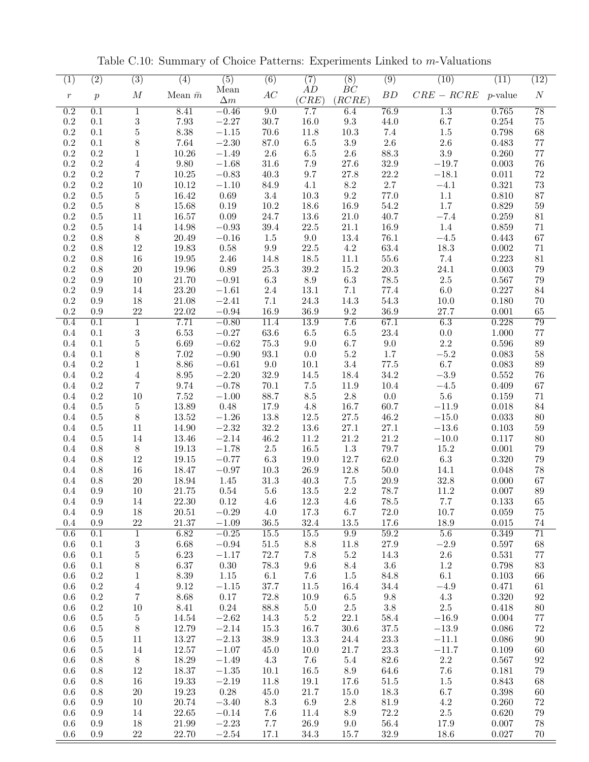Table C.10: Summary of Choice Patterns: Experiments Linked to $m$-Valuations

| (1) | (2) | (3) | (4) | (5) | (6) | (7) | (8) | (9) | (10) | (11) | (12) |
|---|---|---|---|---|---|---|---|---|---|---|---|
| $r$ | $p$ | $M$ | Mean $\bar{m}$ | Mean $\Delta m$ | $AC$ | $AD$ $(CRE)$ | $BC$ $(RCRE)$ | $BD$ | $CRE - RCRE$ | $p$-value | $N$ |
| 0.2 | 0.1 | 1 | 8.41 | −0.46 | 9.0 | 7.7 | 6.4 | 76.9 | 1.3 | 0.765 | 78 |
| 0.2 | 0.1 | 3 | 7.93 | −2.27 | 30.7 | 16.0 | 9.3 | 44.0 | 6.7 | 0.254 | 75 |
| 0.2 | 0.1 | 5 | 8.38 | −1.15 | 70.6 | 11.8 | 10.3 | 7.4 | 1.5 | 0.798 | 68 |
| 0.2 | 0.1 | 8 | 7.64 | −2.30 | 87.0 | 6.5 | 3.9 | 2.6 | 2.6 | 0.483 | 77 |
| 0.2 | 0.2 | 1 | 10.26 | −1.49 | 2.6 | 6.5 | 2.6 | 88.3 | 3.9 | 0.260 | 77 |
| 0.2 | 0.2 | 4 | 9.80 | −1.68 | 31.6 | 7.9 | 27.6 | 32.9 | −19.7 | 0.003 | 76 |
| 0.2 | 0.2 | 7 | 10.25 | −0.83 | 40.3 | 9.7 | 27.8 | 22.2 | −18.1 | 0.011 | 72 |
| 0.2 | 0.2 | 10 | 10.12 | −1.10 | 84.9 | 4.1 | 8.2 | 2.7 | −4.1 | 0.321 | 73 |
| 0.2 | 0.5 | 5 | 16.42 | 0.69 | 3.4 | 10.3 | 9.2 | 77.0 | 1.1 | 0.810 | 87 |
| 0.2 | 0.5 | 8 | 15.68 | 0.19 | 10.2 | 18.6 | 16.9 | 54.2 | 1.7 | 0.829 | 59 |
| 0.2 | 0.5 | 11 | 16.57 | 0.09 | 24.7 | 13.6 | 21.0 | 40.7 | −7.4 | 0.259 | 81 |
| 0.2 | 0.5 | 14 | 14.98 | −0.93 | 39.4 | 22.5 | 21.1 | 16.9 | 1.4 | 0.859 | 71 |
| 0.2 | 0.8 | 8 | 20.49 | −0.16 | 1.5 | 9.0 | 13.4 | 76.1 | −4.5 | 0.443 | 67 |
| 0.2 | 0.8 | 12 | 19.83 | 0.58 | 9.9 | 22.5 | 4.2 | 63.4 | 18.3 | 0.002 | 71 |
| 0.2 | 0.8 | 16 | 19.95 | 2.46 | 14.8 | 18.5 | 11.1 | 55.6 | 7.4 | 0.223 | 81 |
| 0.2 | 0.8 | 20 | 19.96 | 0.89 | 25.3 | 39.2 | 15.2 | 20.3 | 24.1 | 0.003 | 79 |
| 0.2 | 0.9 | 10 | 21.70 | −0.91 | 6.3 | 8.9 | 6.3 | 78.5 | 2.5 | 0.567 | 79 |
| 0.2 | 0.9 | 14 | 23.20 | −1.61 | 2.4 | 13.1 | 7.1 | 77.4 | 6.0 | 0.227 | 84 |
| 0.2 | 0.9 | 18 | 21.08 | −2.41 | 7.1 | 24.3 | 14.3 | 54.3 | 10.0 | 0.180 | 70 |
| 0.2 | 0.9 | 22 | 22.02 | −0.94 | 16.9 | 36.9 | 9.2 | 36.9 | 27.7 | 0.001 | 65 |
| 0.4 | 0.1 | 1 | 7.71 | −0.80 | 11.4 | 13.9 | 7.6 | 67.1 | 6.3 | 0.228 | 79 |
| 0.4 | 0.1 | 3 | 6.53 | −0.27 | 63.6 | 6.5 | 6.5 | 23.4 | 0.0 | 1.000 | 77 |
| 0.4 | 0.1 | 5 | 6.69 | −0.62 | 75.3 | 9.0 | 6.7 | 9.0 | 2.2 | 0.596 | 89 |
| 0.4 | 0.1 | 8 | 7.02 | −0.90 | 93.1 | 0.0 | 5.2 | 1.7 | −5.2 | 0.083 | 58 |
| 0.4 | 0.2 | 1 | 8.86 | −0.61 | 9.0 | 10.1 | 3.4 | 77.5 | 6.7 | 0.083 | 89 |
| 0.4 | 0.2 | 4 | 8.95 | −2.20 | 32.9 | 14.5 | 18.4 | 34.2 | −3.9 | 0.552 | 76 |
| 0.4 | 0.2 | 7 | 9.74 | −0.78 | 70.1 | 7.5 | 11.9 | 10.4 | −4.5 | 0.409 | 67 |
| 0.4 | 0.2 | 10 | 7.52 | −1.00 | 88.7 | 8.5 | 2.8 | 0.0 | 5.6 | 0.159 | 71 |
| 0.4 | 0.5 | 5 | 13.89 | 0.48 | 17.9 | 4.8 | 16.7 | 60.7 | −11.9 | 0.018 | 84 |
| 0.4 | 0.5 | 8 | 13.52 | −1.26 | 13.8 | 12.5 | 27.5 | 46.2 | −15.0 | 0.033 | 80 |
| 0.4 | 0.5 | 11 | 14.90 | −2.32 | 32.2 | 13.6 | 27.1 | 27.1 | −13.6 | 0.103 | 59 |
| 0.4 | 0.5 | 14 | 13.46 | −2.14 | 46.2 | 11.2 | 21.2 | 21.2 | −10.0 | 0.117 | 80 |
| 0.4 | 0.8 | 8 | 19.13 | −1.78 | 2.5 | 16.5 | 1.3 | 79.7 | 15.2 | 0.001 | 79 |
| 0.4 | 0.8 | 12 | 19.15 | −0.77 | 6.3 | 19.0 | 12.7 | 62.0 | 6.3 | 0.320 | 79 |
| 0.4 | 0.8 | 16 | 18.47 | −0.97 | 10.3 | 26.9 | 12.8 | 50.0 | 14.1 | 0.048 | 78 |
| 0.4 | 0.8 | 20 | 18.94 | 1.45 | 31.3 | 40.3 | 7.5 | 20.9 | 32.8 | 0.000 | 67 |
| 0.4 | 0.9 | 10 | 21.75 | 0.54 | 5.6 | 13.5 | 2.2 | 78.7 | 11.2 | 0.007 | 89 |
| 0.4 | 0.9 | 14 | 22.30 | 0.12 | 4.6 | 12.3 | 4.6 | 78.5 | 7.7 | 0.133 | 65 |
| 0.4 | 0.9 | 18 | 20.51 | −0.29 | 4.0 | 17.3 | 6.7 | 72.0 | 10.7 | 0.059 | 75 |
| 0.4 | 0.9 | 22 | 21.37 | −1.09 | 36.5 | 32.4 | 13.5 | 17.6 | 18.9 | 0.015 | 74 |
| 0.6 | 0.1 | 1 | 6.82 | −0.25 | 15.5 | 15.5 | 9.9 | 59.2 | 5.6 | 0.349 | 71 |
| 0.6 | 0.1 | 3 | 6.68 | −0.94 | 51.5 | 8.8 | 11.8 | 27.9 | −2.9 | 0.597 | 68 |
| 0.6 | 0.1 | 5 | 6.23 | −1.17 | 72.7 | 7.8 | 5.2 | 14.3 | 2.6 | 0.531 | 77 |
| 0.6 | 0.1 | 8 | 6.37 | 0.30 | 78.3 | 9.6 | 8.4 | 3.6 | 1.2 | 0.798 | 83 |
| 0.6 | 0.2 | 1 | 8.39 | 1.15 | 6.1 | 7.6 | 1.5 | 84.8 | 6.1 | 0.103 | 66 |
| 0.6 | 0.2 | 4 | 9.12 | −1.15 | 37.7 | 11.5 | 16.4 | 34.4 | −4.9 | 0.471 | 61 |
| 0.6 | 0.2 | 7 | 8.68 | 0.17 | 72.8 | 10.9 | 6.5 | 9.8 | 4.3 | 0.320 | 92 |
| 0.6 | 0.2 | 10 | 8.41 | 0.24 | 88.8 | 5.0 | 2.5 | 3.8 | 2.5 | 0.418 | 80 |
| 0.6 | 0.5 | 5 | 14.54 | −2.62 | 14.3 | 5.2 | 22.1 | 58.4 | −16.9 | 0.004 | 77 |
| 0.6 | 0.5 | 8 | 12.79 | −2.14 | 15.3 | 16.7 | 30.6 | 37.5 | −13.9 | 0.086 | 72 |
| 0.6 | 0.5 | 11 | 13.27 | −2.13 | 38.9 | 13.3 | 24.4 | 23.3 | −11.1 | 0.086 | 90 |
| 0.6 | 0.5 | 14 | 12.57 | −1.07 | 45.0 | 10.0 | 21.7 | 23.3 | −11.7 | 0.109 | 60 |
| 0.6 | 0.8 | 8 | 18.29 | −1.49 | 4.3 | 7.6 | 5.4 | 82.6 | 2.2 | 0.567 | 92 |
| 0.6 | 0.8 | 12 | 18.37 | −1.35 | 10.1 | 16.5 | 8.9 | 64.6 | 7.6 | 0.181 | 79 |
| 0.6 | 0.8 | 16 | 19.33 | −2.19 | 11.8 | 19.1 | 17.6 | 51.5 | 1.5 | 0.843 | 68 |
| 0.6 | 0.8 | 20 | 19.23 | 0.28 | 45.0 | 21.7 | 15.0 | 18.3 | 6.7 | 0.398 | 60 |
| 0.6 | 0.9 | 10 | 20.74 | −3.40 | 8.3 | 6.9 | 2.8 | 81.9 | 4.2 | 0.260 | 72 |
| 0.6 | 0.9 | 14 | 22.65 | −0.14 | 7.6 | 11.4 | 8.9 | 72.2 | 2.5 | 0.620 | 79 |
| 0.6 | 0.9 | 18 | 21.99 | −2.23 | 7.7 | 26.9 | 9.0 | 56.4 | 17.9 | 0.007 | 78 |
| 0.6 | 0.9 | 22 | 22.70 | −2.54 | 17.1 | 34.3 | 15.7 | 32.9 | 18.6 | 0.027 | 70 |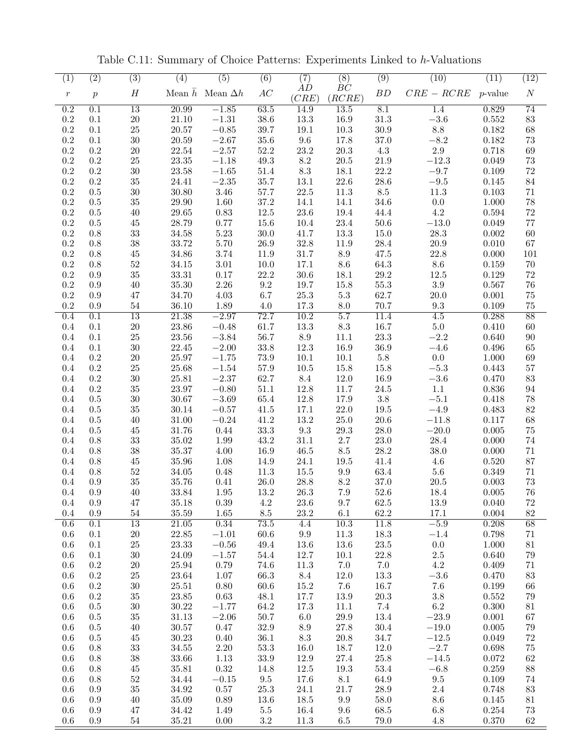Table C.11: Summary of Choice Patterns: Experiments Linked to $h$-Valuations

| (1) $r$ | (2) $p$ | (3) $H$ | (4) Mean $\bar{h}$ | (5) Mean $\Delta h$ | (6) $AC$ | (7) $AD$ $(CRE)$ | (8) $BC$ $(RCRE)$ | (9) $BD$ | (10) $CRE - RCRE$ | (11) $p$-value | (12) $N$ |
|---|---|---|---|---|---|---|---|---|---|---|---|
| 0.2 | 0.1 | 13 | 20.99 | −1.85 | 63.5 | 14.9 | 13.5 | 8.1 | 1.4 | 0.829 | 74 |
| 0.2 | 0.1 | 20 | 21.10 | −1.31 | 38.6 | 13.3 | 16.9 | 31.3 | −3.6 | 0.552 | 83 |
| 0.2 | 0.1 | 25 | 20.57 | −0.85 | 39.7 | 19.1 | 10.3 | 30.9 | 8.8 | 0.182 | 68 |
| 0.2 | 0.1 | 30 | 20.59 | −2.67 | 35.6 | 9.6 | 17.8 | 37.0 | −8.2 | 0.182 | 73 |
| 0.2 | 0.2 | 20 | 22.54 | −2.57 | 52.2 | 23.2 | 20.3 | 4.3 | 2.9 | 0.718 | 69 |
| 0.2 | 0.2 | 25 | 23.35 | −1.18 | 49.3 | 8.2 | 20.5 | 21.9 | −12.3 | 0.049 | 73 |
| 0.2 | 0.2 | 30 | 23.58 | −1.65 | 51.4 | 8.3 | 18.1 | 22.2 | −9.7 | 0.109 | 72 |
| 0.2 | 0.2 | 35 | 24.41 | −2.35 | 35.7 | 13.1 | 22.6 | 28.6 | −9.5 | 0.145 | 84 |
| 0.2 | 0.5 | 30 | 30.80 | 3.46 | 57.7 | 22.5 | 11.3 | 8.5 | 11.3 | 0.103 | 71 |
| 0.2 | 0.5 | 35 | 29.90 | 1.60 | 37.2 | 14.1 | 14.1 | 34.6 | 0.0 | 1.000 | 78 |
| 0.2 | 0.5 | 40 | 29.65 | 0.83 | 12.5 | 23.6 | 19.4 | 44.4 | 4.2 | 0.594 | 72 |
| 0.2 | 0.5 | 45 | 28.79 | 0.77 | 15.6 | 10.4 | 23.4 | 50.6 | −13.0 | 0.049 | 77 |
| 0.2 | 0.8 | 33 | 34.58 | 5.23 | 30.0 | 41.7 | 13.3 | 15.0 | 28.3 | 0.002 | 60 |
| 0.2 | 0.8 | 38 | 33.72 | 5.70 | 26.9 | 32.8 | 11.9 | 28.4 | 20.9 | 0.010 | 67 |
| 0.2 | 0.8 | 45 | 34.86 | 3.74 | 11.9 | 31.7 | 8.9 | 47.5 | 22.8 | 0.000 | 101 |
| 0.2 | 0.8 | 52 | 34.15 | 3.01 | 10.0 | 17.1 | 8.6 | 64.3 | 8.6 | 0.159 | 70 |
| 0.2 | 0.9 | 35 | 33.31 | 0.17 | 22.2 | 30.6 | 18.1 | 29.2 | 12.5 | 0.129 | 72 |
| 0.2 | 0.9 | 40 | 35.30 | 2.26 | 9.2 | 19.7 | 15.8 | 55.3 | 3.9 | 0.567 | 76 |
| 0.2 | 0.9 | 47 | 34.70 | 4.03 | 6.7 | 25.3 | 5.3 | 62.7 | 20.0 | 0.001 | 75 |
| 0.2 | 0.9 | 54 | 36.10 | 1.89 | 4.0 | 17.3 | 8.0 | 70.7 | 9.3 | 0.109 | 75 |
| 0.4 | 0.1 | 13 | 21.38 | −2.97 | 72.7 | 10.2 | 5.7 | 11.4 | 4.5 | 0.288 | 88 |
| 0.4 | 0.1 | 20 | 23.86 | −0.48 | 61.7 | 13.3 | 8.3 | 16.7 | 5.0 | 0.410 | 60 |
| 0.4 | 0.1 | 25 | 23.56 | −3.84 | 56.7 | 8.9 | 11.1 | 23.3 | −2.2 | 0.640 | 90 |
| 0.4 | 0.1 | 30 | 22.45 | −2.00 | 33.8 | 12.3 | 16.9 | 36.9 | −4.6 | 0.496 | 65 |
| 0.4 | 0.2 | 20 | 25.97 | −1.75 | 73.9 | 10.1 | 10.1 | 5.8 | 0.0 | 1.000 | 69 |
| 0.4 | 0.2 | 25 | 25.68 | −1.54 | 57.9 | 10.5 | 15.8 | 15.8 | −5.3 | 0.443 | 57 |
| 0.4 | 0.2 | 30 | 25.81 | −2.37 | 62.7 | 8.4 | 12.0 | 16.9 | −3.6 | 0.470 | 83 |
| 0.4 | 0.2 | 35 | 23.97 | −0.80 | 51.1 | 12.8 | 11.7 | 24.5 | 1.1 | 0.836 | 94 |
| 0.4 | 0.5 | 30 | 30.67 | −3.69 | 65.4 | 12.8 | 17.9 | 3.8 | −5.1 | 0.418 | 78 |
| 0.4 | 0.5 | 35 | 30.14 | −0.57 | 41.5 | 17.1 | 22.0 | 19.5 | −4.9 | 0.483 | 82 |
| 0.4 | 0.5 | 40 | 31.00 | −0.24 | 41.2 | 13.2 | 25.0 | 20.6 | −11.8 | 0.117 | 68 |
| 0.4 | 0.5 | 45 | 31.76 | 0.44 | 33.3 | 9.3 | 29.3 | 28.0 | −20.0 | 0.005 | 75 |
| 0.4 | 0.8 | 33 | 35.02 | 1.99 | 43.2 | 31.1 | 2.7 | 23.0 | 28.4 | 0.000 | 74 |
| 0.4 | 0.8 | 38 | 35.37 | 4.00 | 16.9 | 46.5 | 8.5 | 28.2 | 38.0 | 0.000 | 71 |
| 0.4 | 0.8 | 45 | 35.96 | 1.08 | 14.9 | 24.1 | 19.5 | 41.4 | 4.6 | 0.520 | 87 |
| 0.4 | 0.8 | 52 | 34.05 | 0.48 | 11.3 | 15.5 | 9.9 | 63.4 | 5.6 | 0.349 | 71 |
| 0.4 | 0.9 | 35 | 35.76 | 0.41 | 26.0 | 28.8 | 8.2 | 37.0 | 20.5 | 0.003 | 73 |
| 0.4 | 0.9 | 40 | 33.84 | 1.95 | 13.2 | 26.3 | 7.9 | 52.6 | 18.4 | 0.005 | 76 |
| 0.4 | 0.9 | 47 | 35.18 | 0.39 | 4.2 | 23.6 | 9.7 | 62.5 | 13.9 | 0.040 | 72 |
| 0.4 | 0.9 | 54 | 35.59 | 1.65 | 8.5 | 23.2 | 6.1 | 62.2 | 17.1 | 0.004 | 82 |
| 0.6 | 0.1 | 13 | 21.05 | 0.34 | 73.5 | 4.4 | 10.3 | 11.8 | −5.9 | 0.208 | 68 |
| 0.6 | 0.1 | 20 | 22.85 | −1.01 | 60.6 | 9.9 | 11.3 | 18.3 | −1.4 | 0.798 | 71 |
| 0.6 | 0.1 | 25 | 23.33 | −0.56 | 49.4 | 13.6 | 13.6 | 23.5 | 0.0 | 1.000 | 81 |
| 0.6 | 0.1 | 30 | 24.09 | −1.57 | 54.4 | 12.7 | 10.1 | 22.8 | 2.5 | 0.640 | 79 |
| 0.6 | 0.2 | 20 | 25.94 | 0.79 | 74.6 | 11.3 | 7.0 | 7.0 | 4.2 | 0.409 | 71 |
| 0.6 | 0.2 | 25 | 23.64 | 1.07 | 66.3 | 8.4 | 12.0 | 13.3 | −3.6 | 0.470 | 83 |
| 0.6 | 0.2 | 30 | 25.51 | 0.80 | 60.6 | 15.2 | 7.6 | 16.7 | 7.6 | 0.199 | 66 |
| 0.6 | 0.2 | 35 | 23.85 | 0.63 | 48.1 | 17.7 | 13.9 | 20.3 | 3.8 | 0.552 | 79 |
| 0.6 | 0.5 | 30 | 30.22 | −1.77 | 64.2 | 17.3 | 11.1 | 7.4 | 6.2 | 0.300 | 81 |
| 0.6 | 0.5 | 35 | 31.13 | −2.06 | 50.7 | 6.0 | 29.9 | 13.4 | −23.9 | 0.001 | 67 |
| 0.6 | 0.5 | 40 | 30.57 | 0.47 | 32.9 | 8.9 | 27.8 | 30.4 | −19.0 | 0.005 | 79 |
| 0.6 | 0.5 | 45 | 30.23 | 0.40 | 36.1 | 8.3 | 20.8 | 34.7 | −12.5 | 0.049 | 72 |
| 0.6 | 0.8 | 33 | 34.55 | 2.20 | 53.3 | 16.0 | 18.7 | 12.0 | −2.7 | 0.698 | 75 |
| 0.6 | 0.8 | 38 | 33.66 | 1.13 | 33.9 | 12.9 | 27.4 | 25.8 | −14.5 | 0.072 | 62 |
| 0.6 | 0.8 | 45 | 35.81 | 0.32 | 14.8 | 12.5 | 19.3 | 53.4 | −6.8 | 0.259 | 88 |
| 0.6 | 0.8 | 52 | 34.44 | −0.15 | 9.5 | 17.6 | 8.1 | 64.9 | 9.5 | 0.109 | 74 |
| 0.6 | 0.9 | 35 | 34.92 | 0.57 | 25.3 | 24.1 | 21.7 | 28.9 | 2.4 | 0.748 | 83 |
| 0.6 | 0.9 | 40 | 35.09 | 0.89 | 13.6 | 18.5 | 9.9 | 58.0 | 8.6 | 0.145 | 81 |
| 0.6 | 0.9 | 47 | 34.42 | 1.49 | 5.5 | 16.4 | 9.6 | 68.5 | 6.8 | 0.254 | 73 |
| 0.6 | 0.9 | 54 | 35.21 | 0.00 | 3.2 | 11.3 | 6.5 | 79.0 | 4.8 | 0.370 | 62 |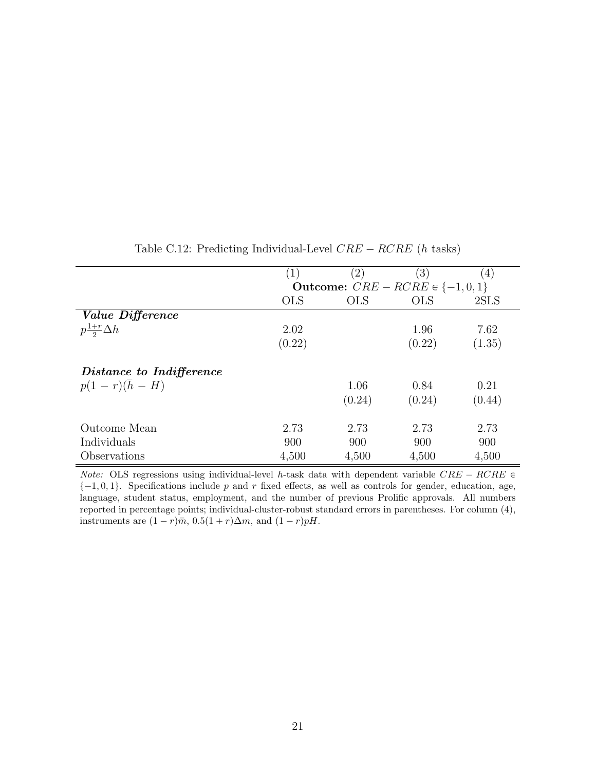Table C.12: Predicting Individual-Level $CRE - RCRE$ ($h$ tasks)

| | (1) | (2) | (3) | (4) |
|---|---|---|---|---|
| | **Outcome:** $CRE - RCRE \in \{-1, 0, 1\}$ | | | |
| | OLS | OLS | OLS | 2SLS |
| ***Value Difference*** | | | | |
| $p\frac{1+r}{2}\Delta h$ | 2.02 | | 1.96 | 7.62 |
| | (0.22) | | (0.22) | (1.35) |
| ***Distance to Indifference*** | | | | |
| $p(1-r)(\bar{h} - H)$ | | 1.06 | 0.84 | 0.21 |
| | | (0.24) | (0.24) | (0.44) |
| Outcome Mean | 2.73 | 2.73 | 2.73 | 2.73 |
| Individuals | 900 | 900 | 900 | 900 |
| Observations | 4,500 | 4,500 | 4,500 | 4,500 |

*Note:* OLS regressions using individual-level $h$-task data with dependent variable $CRE - RCRE \in \{-1, 0, 1\}$. Specifications include $p$ and $r$ fixed effects, as well as controls for gender, education, age, language, student status, employment, and the number of previous Prolific approvals. All numbers reported in percentage points; individual-cluster-robust standard errors in parentheses. For column (4), instruments are $(1-r)\bar{m}$, $0.5(1+r)\Delta m$, and $(1-r)pH$.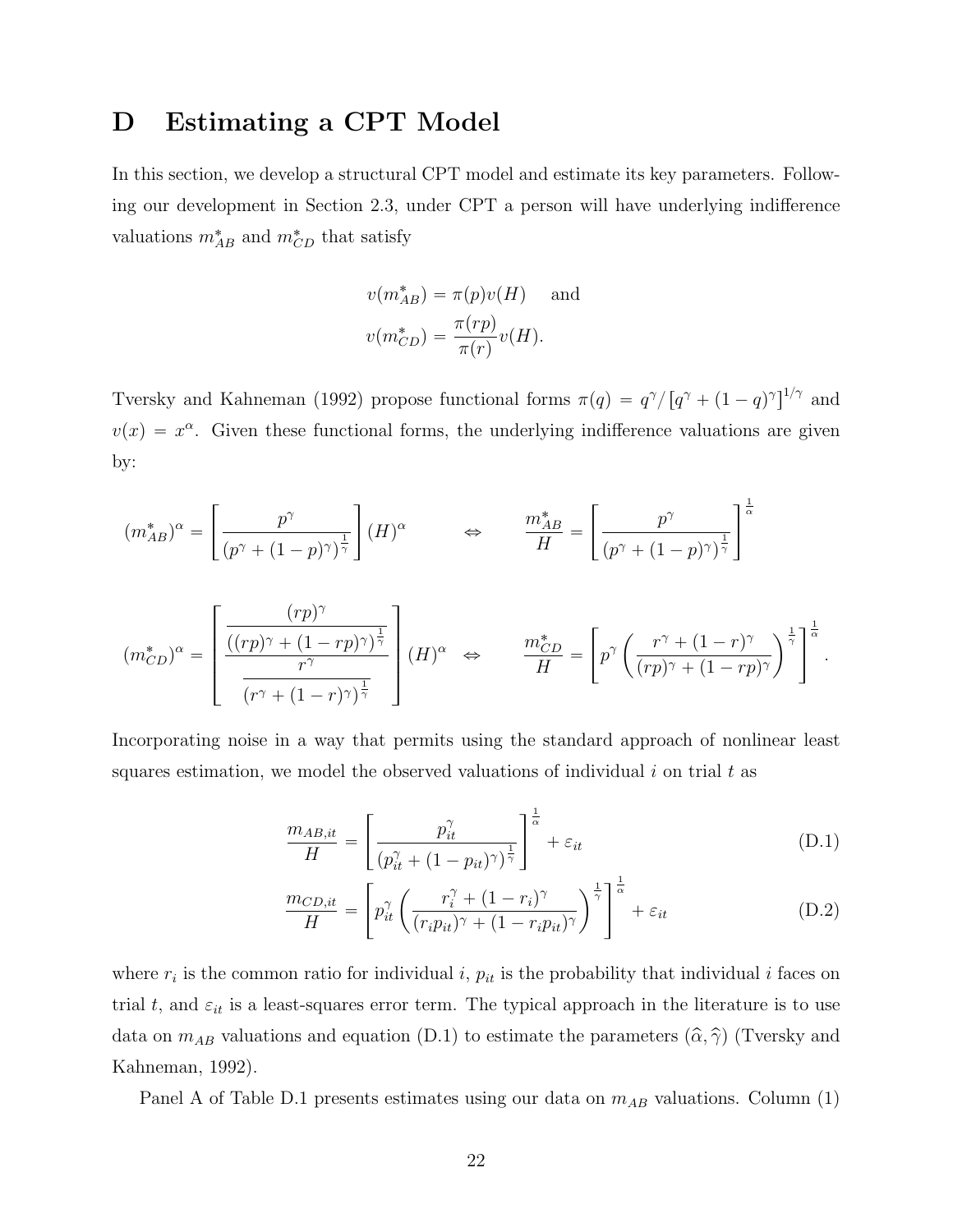# D Estimating a CPT Model

In this section, we develop a structural CPT model and estimate its key parameters. Following our development in Section 2.3, under CPT a person will have underlying indifference valuations $m^*_{AB}$ and $m^*_{CD}$ that satisfy

$$v(m^*_{AB}) = \pi(p)v(H) \quad \text{and}$$
$$v(m^*_{CD}) = \frac{\pi(rp)}{\pi(r)}v(H).$$

Tversky and Kahneman (1992) propose functional forms $\pi(q) = q^\gamma / [q^\gamma + (1-q)^\gamma]^{1/\gamma}$ and $v(x) = x^\alpha$. Given these functional forms, the underlying indifference valuations are given by:

$$(m^*_{AB})^\alpha = \left[\frac{p^\gamma}{(p^\gamma + (1-p)^\gamma)^{\frac{1}{\gamma}}}\right](H)^\alpha \quad \Leftrightarrow \quad \frac{m^*_{AB}}{H} = \left[\frac{p^\gamma}{(p^\gamma + (1-p)^\gamma)^{\frac{1}{\gamma}}}\right]^{\frac{1}{\alpha}}$$

$$(m^*_{CD})^\alpha = \left[\frac{\frac{(rp)^\gamma}{((rp)^\gamma + (1-rp)^\gamma)^{\frac{1}{\gamma}}}}{\frac{r^\gamma}{(r^\gamma + (1-r)^\gamma)^{\frac{1}{\gamma}}}}\right](H)^\alpha \quad \Leftrightarrow \quad \frac{m^*_{CD}}{H} = \left[p^\gamma\left(\frac{r^\gamma + (1-r)^\gamma}{(rp)^\gamma + (1-rp)^\gamma}\right)^{\frac{1}{\gamma}}\right]^{\frac{1}{\alpha}}.$$

Incorporating noise in a way that permits using the standard approach of nonlinear least squares estimation, we model the observed valuations of individual $i$ on trial $t$ as

$$\frac{m_{AB,it}}{H} = \left[\frac{p_{it}^\gamma}{(p_{it}^\gamma + (1-p_{it})^\gamma)^{\frac{1}{\gamma}}}\right]^{\frac{1}{\alpha}} + \varepsilon_{it} \tag{D.1}$$

$$\frac{m_{CD,it}}{H} = \left[p_{it}^\gamma\left(\frac{r_i^\gamma + (1-r_i)^\gamma}{(r_i p_{it})^\gamma + (1-r_i p_{it})^\gamma}\right)^{\frac{1}{\gamma}}\right]^{\frac{1}{\alpha}} + \varepsilon_{it} \tag{D.2}$$

where $r_i$ is the common ratio for individual $i$, $p_{it}$ is the probability that individual $i$ faces on trial $t$, and $\varepsilon_{it}$ is a least-squares error term. The typical approach in the literature is to use data on $m_{AB}$ valuations and equation (D.1) to estimate the parameters $(\widehat{\alpha}, \widehat{\gamma})$ (Tversky and Kahneman, 1992).

Panel A of Table D.1 presents estimates using our data on $m_{AB}$ valuations. Column (1)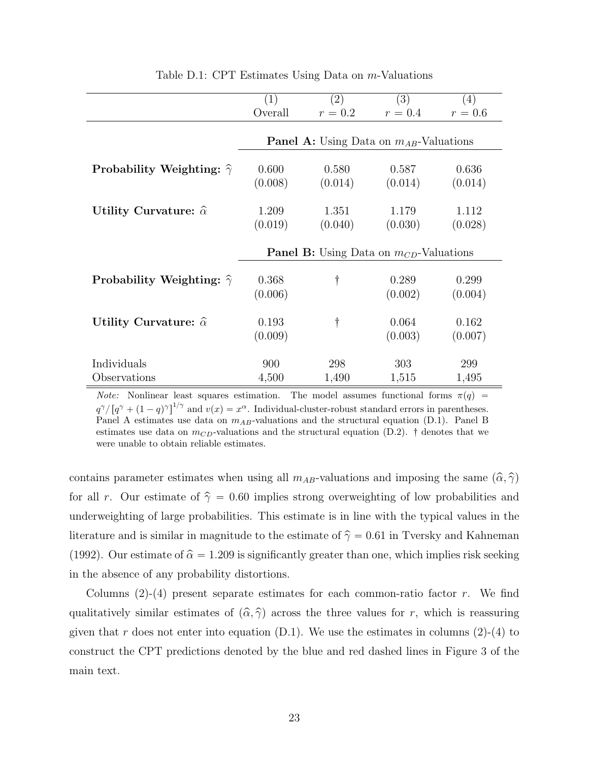Table D.1: CPT Estimates Using Data on $m$-Valuations

| | (1) Overall | (2) $r = 0.2$ | (3) $r = 0.4$ | (4) $r = 0.6$ |
|---|---|---|---|---|
| | **Panel A:** Using Data on $m_{AB}$-Valuations | | | |
| **Probability Weighting:** $\widehat{\gamma}$ | 0.600 | 0.580 | 0.587 | 0.636 |
| | (0.008) | (0.014) | (0.014) | (0.014) |
| **Utility Curvature:** $\widehat{\alpha}$ | 1.209 | 1.351 | 1.179 | 1.112 |
| | (0.019) | (0.040) | (0.030) | (0.028) |
| | **Panel B:** Using Data on $m_{CD}$-Valuations | | | |
| **Probability Weighting:** $\widehat{\gamma}$ | 0.368 | † | 0.289 | 0.299 |
| | (0.006) | | (0.002) | (0.004) |
| **Utility Curvature:** $\widehat{\alpha}$ | 0.193 | † | 0.064 | 0.162 |
| | (0.009) | | (0.003) | (0.007) |
| Individuals | 900 | 298 | 303 | 299 |
| Observations | 4,500 | 1,490 | 1,515 | 1,495 |

*Note:* Nonlinear least squares estimation. The model assumes functional forms $\pi(q) = q^{\gamma}/\left[q^{\gamma} + (1-q)^{\gamma}\right]^{1/\gamma}$ and $v(x) = x^{\alpha}$. Individual-cluster-robust standard errors in parentheses. Panel A estimates use data on $m_{AB}$-valuations and the structural equation (D.1). Panel B estimates use data on $m_{CD}$-valuations and the structural equation (D.2). † denotes that we were unable to obtain reliable estimates.

contains parameter estimates when using all $m_{AB}$-valuations and imposing the same $(\widehat{\alpha}, \widehat{\gamma})$ for all $r$. Our estimate of $\widehat{\gamma} = 0.60$ implies strong overweighting of low probabilities and underweighting of large probabilities. This estimate is in line with the typical values in the literature and is similar in magnitude to the estimate of $\widehat{\gamma} = 0.61$ in Tversky and Kahneman (1992). Our estimate of $\widehat{\alpha} = 1.209$ is significantly greater than one, which implies risk seeking in the absence of any probability distortions.

Columns (2)-(4) present separate estimates for each common-ratio factor $r$. We find qualitatively similar estimates of $(\widehat{\alpha}, \widehat{\gamma})$ across the three values for $r$, which is reassuring given that $r$ does not enter into equation (D.1). We use the estimates in columns (2)-(4) to construct the CPT predictions denoted by the blue and red dashed lines in Figure 3 of the main text.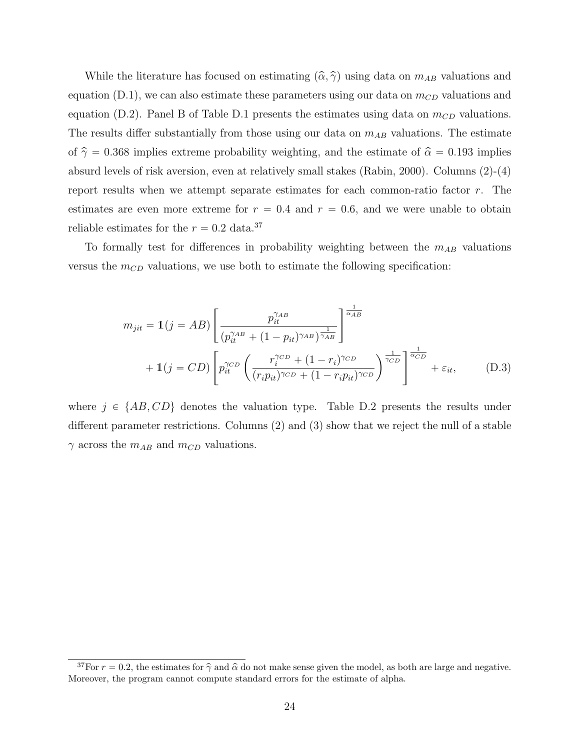While the literature has focused on estimating $(\widehat{\alpha}, \widehat{\gamma})$ using data on $m_{AB}$ valuations and equation (D.1), we can also estimate these parameters using our data on $m_{CD}$ valuations and equation (D.2). Panel B of Table D.1 presents the estimates using data on $m_{CD}$ valuations. The results differ substantially from those using our data on $m_{AB}$ valuations. The estimate of $\widehat{\gamma} = 0.368$ implies extreme probability weighting, and the estimate of $\widehat{\alpha} = 0.193$ implies absurd levels of risk aversion, even at relatively small stakes (Rabin, 2000). Columns (2)-(4) report results when we attempt separate estimates for each common-ratio factor $r$. The estimates are even more extreme for $r = 0.4$ and $r = 0.6$, and we were unable to obtain reliable estimates for the $r = 0.2$ data.[37]

To formally test for differences in probability weighting between the $m_{AB}$ valuations versus the $m_{CD}$ valuations, we use both to estimate the following specification:

$$
\begin{aligned}
m_{jit} = \mathbb{1}(j = AB) &\left[ \frac{p_{it}^{\gamma_{AB}}}{(p_{it}^{\gamma_{AB}} + (1 - p_{it})^{\gamma_{AB}})^{\frac{1}{\gamma_{AB}}}} \right]^{\frac{1}{\alpha_{AB}}} \\
+ \mathbb{1}(j = CD) &\left[ p_{it}^{\gamma_{CD}} \left( \frac{r_i^{\gamma_{CD}} + (1 - r_i)^{\gamma_{CD}}}{(r_i p_{it})^{\gamma_{CD}} + (1 - r_i p_{it})^{\gamma_{CD}}} \right)^{\frac{1}{\gamma_{CD}}} \right]^{\frac{1}{\alpha_{CD}}} + \varepsilon_{it}, \qquad \text{(D.3)}
\end{aligned}
$$

where $j \in \{AB, CD\}$ denotes the valuation type. Table D.2 presents the results under different parameter restrictions. Columns (2) and (3) show that we reject the null of a stable $\gamma$ across the $m_{AB}$ and $m_{CD}$ valuations.

[37]For $r = 0.2$, the estimates for $\widehat{\gamma}$ and $\widehat{\alpha}$ do not make sense given the model, as both are large and negative. Moreover, the program cannot compute standard errors for the estimate of alpha.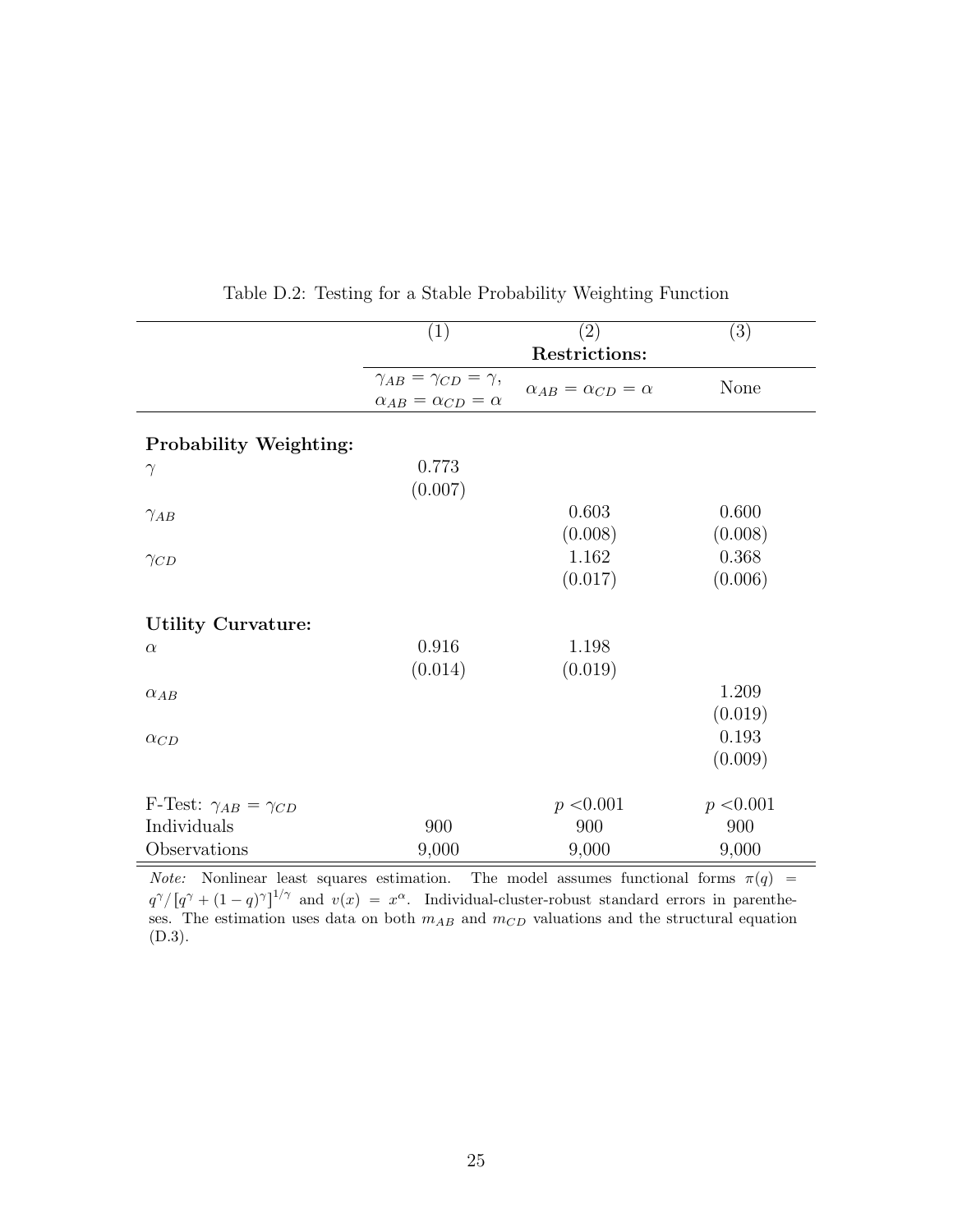Table D.2: Testing for a Stable Probability Weighting Function

| | (1) | (2) | (3) |
|---|---|---|---|
| | **Restrictions:** | | |
| | $\gamma_{AB} = \gamma_{CD} = \gamma$, $\alpha_{AB} = \alpha_{CD} = \alpha$ | $\alpha_{AB} = \alpha_{CD} = \alpha$ | None |
| **Probability Weighting:** | | | |
| $\gamma$ | 0.773 | | |
| | (0.007) | | |
| $\gamma_{AB}$ | | 0.603 | 0.600 |
| | | (0.008) | (0.008) |
| $\gamma_{CD}$ | | 1.162 | 0.368 |
| | | (0.017) | (0.006) |
| **Utility Curvature:** | | | |
| $\alpha$ | 0.916 | 1.198 | |
| | (0.014) | (0.019) | |
| $\alpha_{AB}$ | | | 1.209 |
| | | | (0.019) |
| $\alpha_{CD}$ | | | 0.193 |
| | | | (0.009) |
| F-Test: $\gamma_{AB} = \gamma_{CD}$ | | $p$ <0.001 | $p$ <0.001 |
| Individuals | 900 | 900 | 900 |
| Observations | 9,000 | 9,000 | 9,000 |

*Note:* Nonlinear least squares estimation. The model assumes functional forms $\pi(q) = q^{\gamma}/\left[q^{\gamma} + (1-q)^{\gamma}\right]^{1/\gamma}$ and $v(x) = x^{\alpha}$. Individual-cluster-robust standard errors in parentheses. The estimation uses data on both $m_{AB}$ and $m_{CD}$ valuations and the structural equation (D.3).